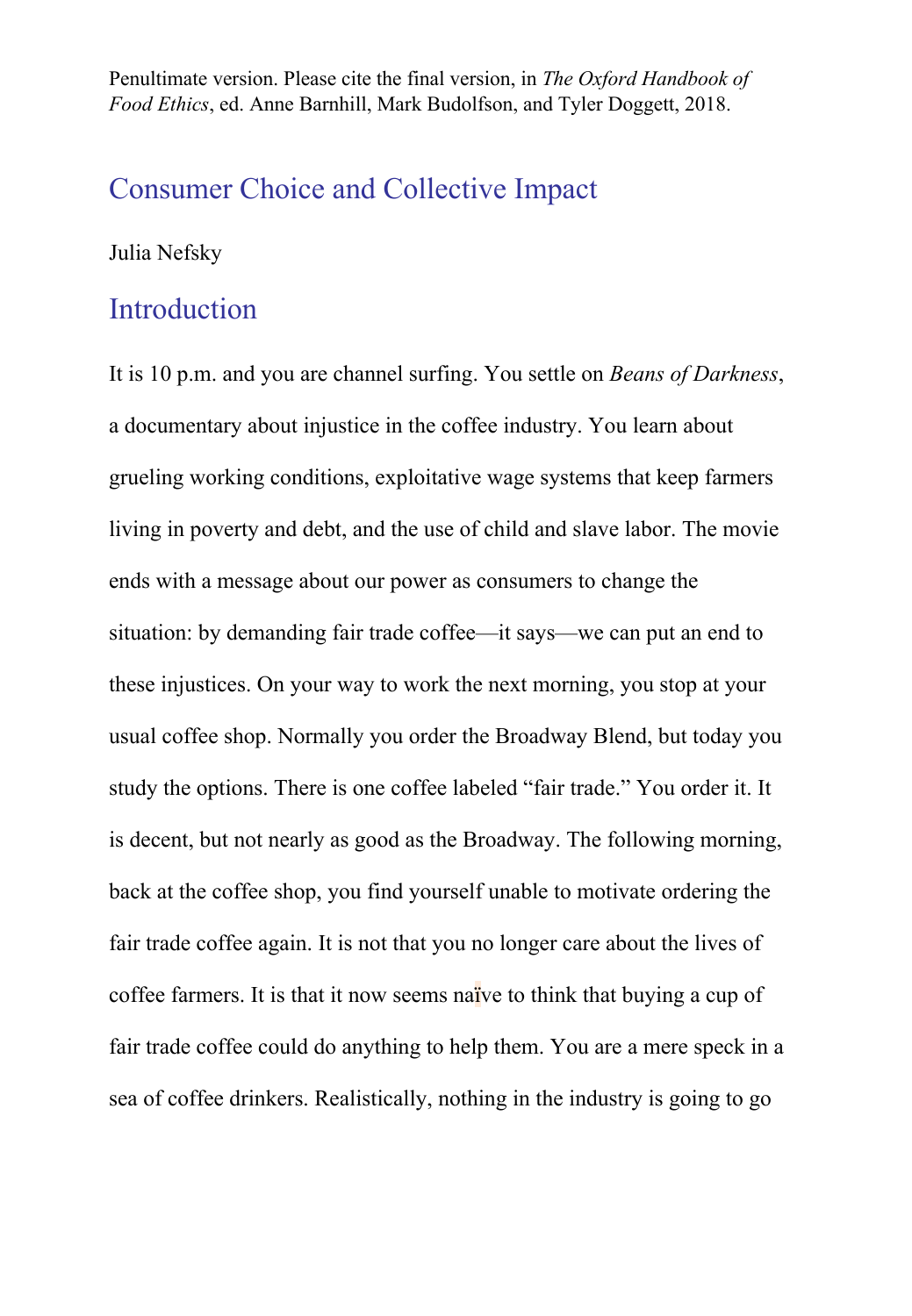Penultimate version. Please cite the final version, in *The Oxford Handbook of Food Ethics*, ed. Anne Barnhill, Mark Budolfson, and Tyler Doggett, 2018.

# Consumer Choice and Collective Impact

Julia Nefsky

## Introduction

It is 10 p.m. and you are channel surfing. You settle on *Beans of Darkness*, a documentary about injustice in the coffee industry. You learn about grueling working conditions, exploitative wage systems that keep farmers living in poverty and debt, and the use of child and slave labor. The movie ends with a message about our power as consumers to change the situation: by demanding fair trade coffee—it says—we can put an end to these injustices. On your way to work the next morning, you stop at your usual coffee shop. Normally you order the Broadway Blend, but today you study the options. There is one coffee labeled "fair trade." You order it. It is decent, but not nearly as good as the Broadway. The following morning, back at the coffee shop, you find yourself unable to motivate ordering the fair trade coffee again. It is not that you no longer care about the lives of coffee farmers. It is that it now seems naïve to think that buying a cup of fair trade coffee could do anything to help them. You are a mere speck in a sea of coffee drinkers. Realistically, nothing in the industry is going to go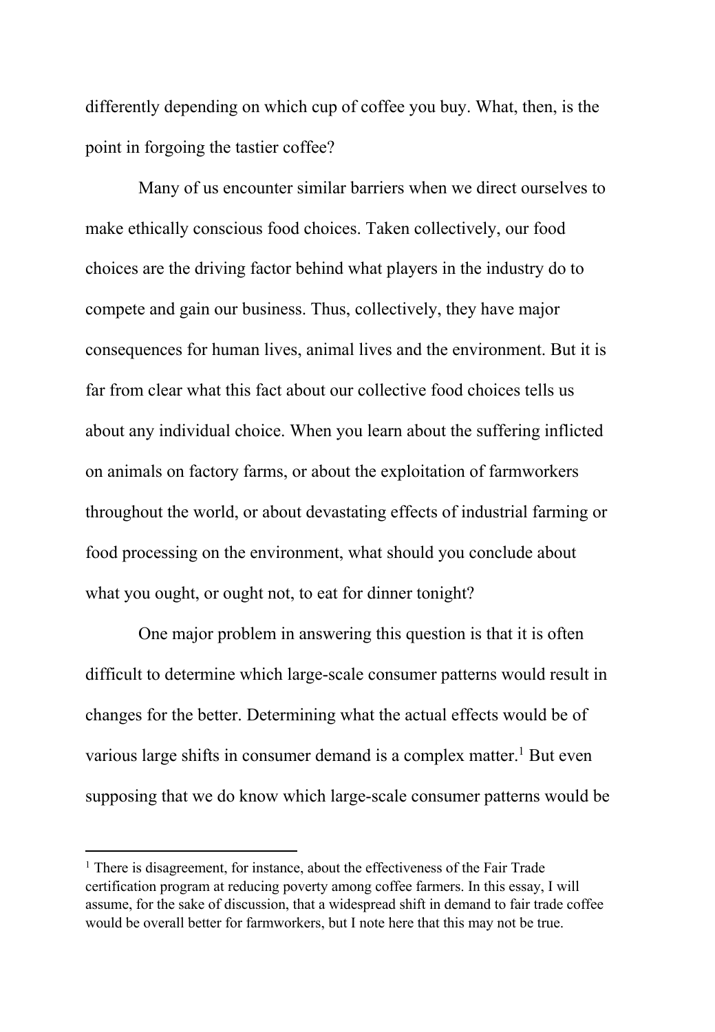differently depending on which cup of coffee you buy. What, then, is the point in forgoing the tastier coffee?

Many of us encounter similar barriers when we direct ourselves to make ethically conscious food choices. Taken collectively, our food choices are the driving factor behind what players in the industry do to compete and gain our business. Thus, collectively, they have major consequences for human lives, animal lives and the environment. But it is far from clear what this fact about our collective food choices tells us about any individual choice. When you learn about the suffering inflicted on animals on factory farms, or about the exploitation of farmworkers throughout the world, or about devastating effects of industrial farming or food processing on the environment, what should you conclude about what you ought, or ought not, to eat for dinner tonight?

One major problem in answering this question is that it is often difficult to determine which large-scale consumer patterns would result in changes for the better. Determining what the actual effects would be of various large shifts in consumer demand is a complex matter.[1] But even supposing that we do know which large-scale consumer patterns would be

[1] There is disagreement, for instance, about the effectiveness of the Fair Trade certification program at reducing poverty among coffee farmers. In this essay, I will assume, for the sake of discussion, that a widespread shift in demand to fair trade coffee would be overall better for farmworkers, but I note here that this may not be true.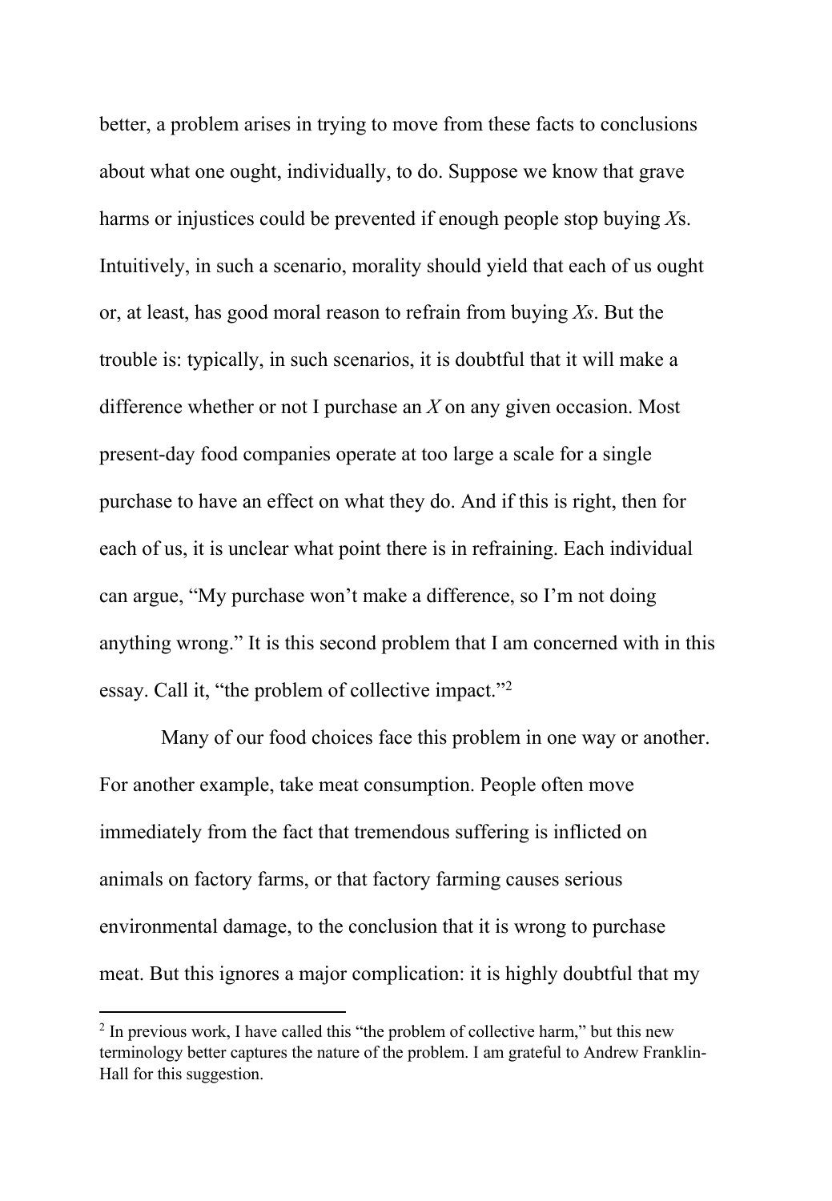better, a problem arises in trying to move from these facts to conclusions about what one ought, individually, to do. Suppose we know that grave harms or injustices could be prevented if enough people stop buying *X*s. Intuitively, in such a scenario, morality should yield that each of us ought or, at least, has good moral reason to refrain from buying *Xs*. But the trouble is: typically, in such scenarios, it is doubtful that it will make a difference whether or not I purchase an *X* on any given occasion. Most present-day food companies operate at too large a scale for a single purchase to have an effect on what they do. And if this is right, then for each of us, it is unclear what point there is in refraining. Each individual can argue, "My purchase won't make a difference, so I'm not doing anything wrong." It is this second problem that I am concerned with in this essay. Call it, "the problem of collective impact."[2]

Many of our food choices face this problem in one way or another. For another example, take meat consumption. People often move immediately from the fact that tremendous suffering is inflicted on animals on factory farms, or that factory farming causes serious environmental damage, to the conclusion that it is wrong to purchase meat. But this ignores a major complication: it is highly doubtful that my

[2] In previous work, I have called this "the problem of collective harm," but this new terminology better captures the nature of the problem. I am grateful to Andrew Franklin-Hall for this suggestion.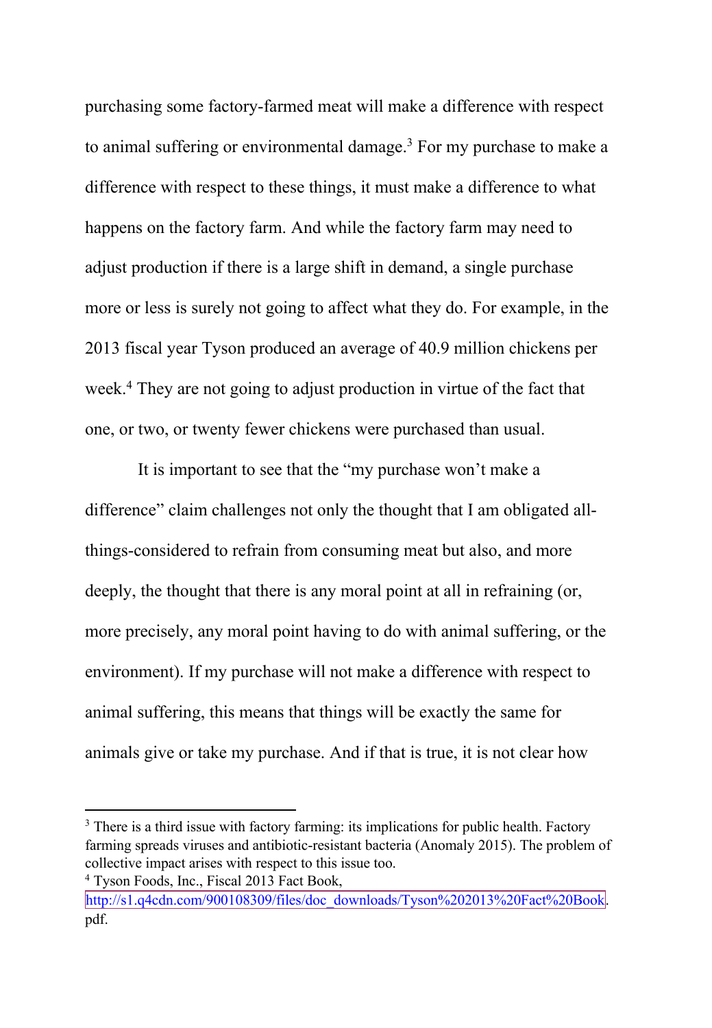purchasing some factory-farmed meat will make a difference with respect to animal suffering or environmental damage.[3] For my purchase to make a difference with respect to these things, it must make a difference to what happens on the factory farm. And while the factory farm may need to adjust production if there is a large shift in demand, a single purchase more or less is surely not going to affect what they do. For example, in the 2013 fiscal year Tyson produced an average of 40.9 million chickens per week.[4] They are not going to adjust production in virtue of the fact that one, or two, or twenty fewer chickens were purchased than usual.

It is important to see that the "my purchase won't make a difference" claim challenges not only the thought that I am obligated all-things-considered to refrain from consuming meat but also, and more deeply, the thought that there is any moral point at all in refraining (or, more precisely, any moral point having to do with animal suffering, or the environment). If my purchase will not make a difference with respect to animal suffering, this means that things will be exactly the same for animals give or take my purchase. And if that is true, it is not clear how

---

[3] There is a third issue with factory farming: its implications for public health. Factory farming spreads viruses and antibiotic-resistant bacteria (Anomaly 2015). The problem of collective impact arises with respect to this issue too.

[4] Tyson Foods, Inc., Fiscal 2013 Fact Book, http://s1.q4cdn.com/900108309/files/doc_downloads/Tyson%202013%20Fact%20Book.pdf.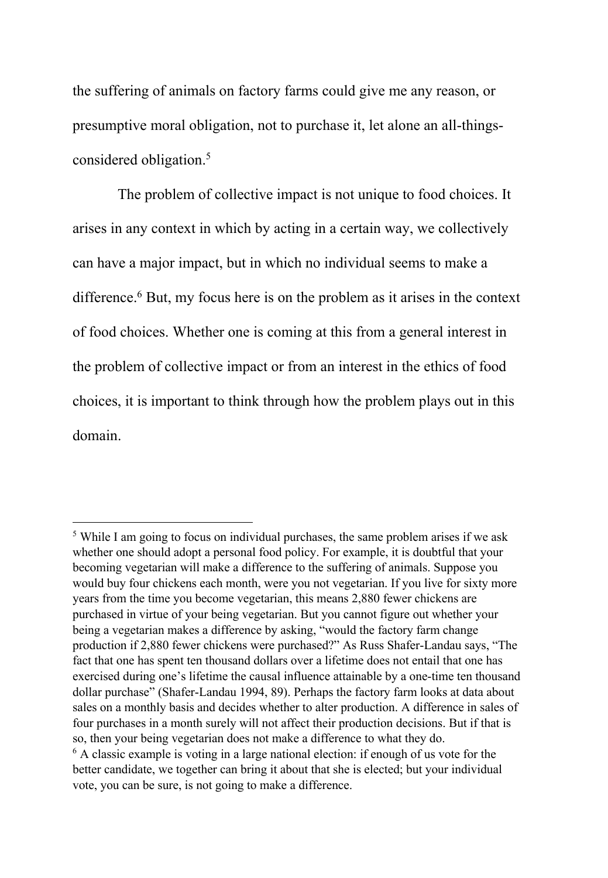the suffering of animals on factory farms could give me any reason, or presumptive moral obligation, not to purchase it, let alone an all-things-considered obligation.[5]

The problem of collective impact is not unique to food choices. It arises in any context in which by acting in a certain way, we collectively can have a major impact, but in which no individual seems to make a difference.[6] But, my focus here is on the problem as it arises in the context of food choices. Whether one is coming at this from a general interest in the problem of collective impact or from an interest in the ethics of food choices, it is important to think through how the problem plays out in this domain.

---

[5] While I am going to focus on individual purchases, the same problem arises if we ask whether one should adopt a personal food policy. For example, it is doubtful that your becoming vegetarian will make a difference to the suffering of animals. Suppose you would buy four chickens each month, were you not vegetarian. If you live for sixty more years from the time you become vegetarian, this means 2,880 fewer chickens are purchased in virtue of your being vegetarian. But you cannot figure out whether your being a vegetarian makes a difference by asking, "would the factory farm change production if 2,880 fewer chickens were purchased?" As Russ Shafer-Landau says, "The fact that one has spent ten thousand dollars over a lifetime does not entail that one has exercised during one's lifetime the causal influence attainable by a one-time ten thousand dollar purchase" (Shafer-Landau 1994, 89). Perhaps the factory farm looks at data about sales on a monthly basis and decides whether to alter production. A difference in sales of four purchases in a month surely will not affect their production decisions. But if that is so, then your being vegetarian does not make a difference to what they do.

[6] A classic example is voting in a large national election: if enough of us vote for the better candidate, we together can bring it about that she is elected; but your individual vote, you can be sure, is not going to make a difference.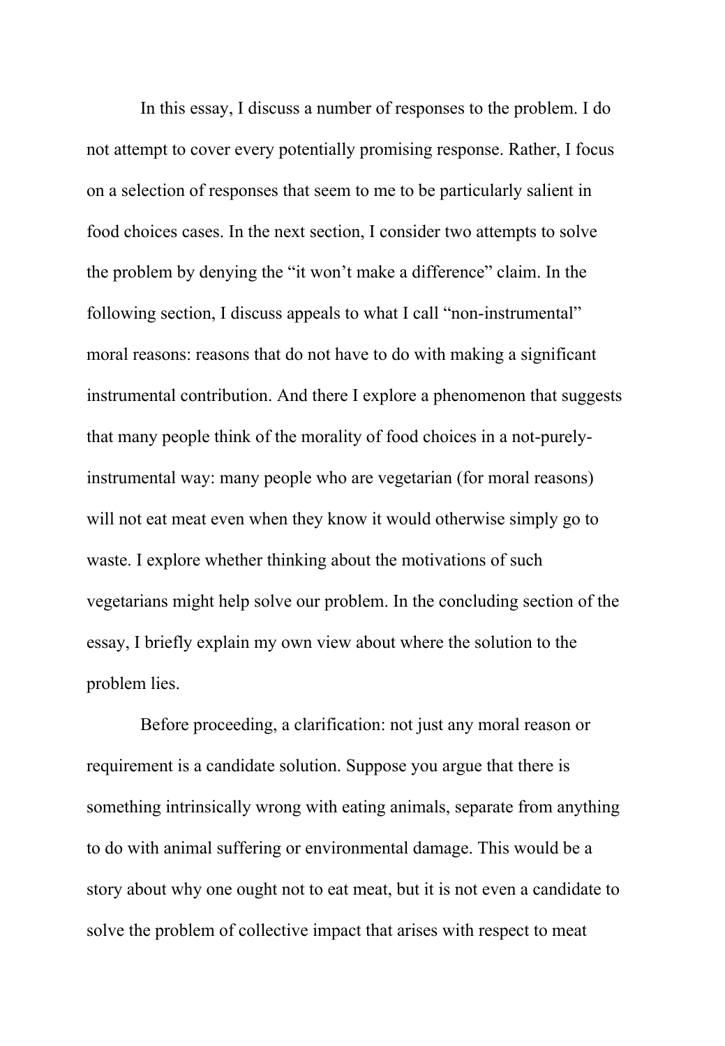In this essay, I discuss a number of responses to the problem. I do not attempt to cover every potentially promising response. Rather, I focus on a selection of responses that seem to me to be particularly salient in food choices cases. In the next section, I consider two attempts to solve the problem by denying the "it won't make a difference" claim. In the following section, I discuss appeals to what I call "non-instrumental" moral reasons: reasons that do not have to do with making a significant instrumental contribution. And there I explore a phenomenon that suggests that many people think of the morality of food choices in a not-purely-instrumental way: many people who are vegetarian (for moral reasons) will not eat meat even when they know it would otherwise simply go to waste. I explore whether thinking about the motivations of such vegetarians might help solve our problem. In the concluding section of the essay, I briefly explain my own view about where the solution to the problem lies.

Before proceeding, a clarification: not just any moral reason or requirement is a candidate solution. Suppose you argue that there is something intrinsically wrong with eating animals, separate from anything to do with animal suffering or environmental damage. This would be a story about why one ought not to eat meat, but it is not even a candidate to solve the problem of collective impact that arises with respect to meat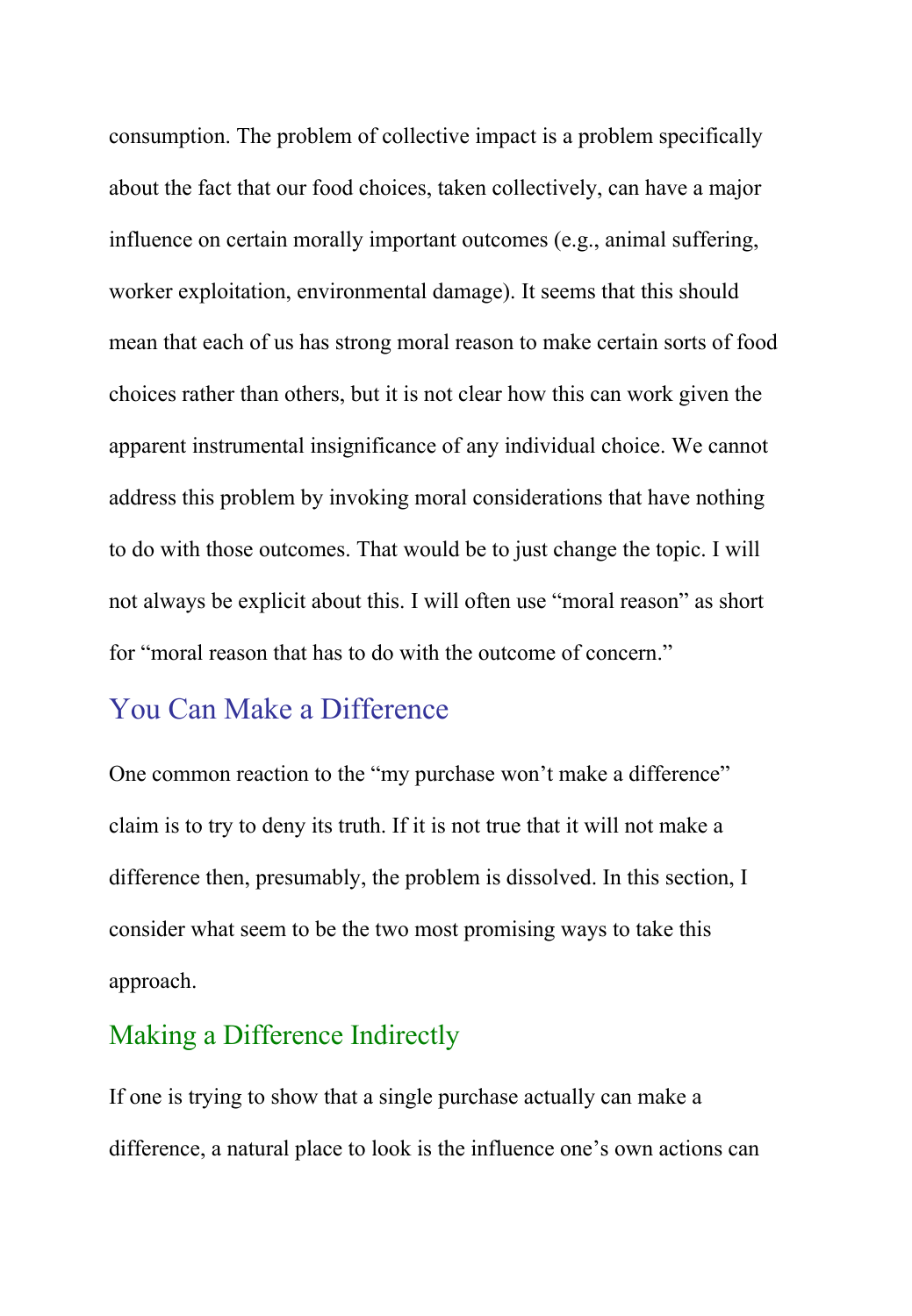consumption. The problem of collective impact is a problem specifically about the fact that our food choices, taken collectively, can have a major influence on certain morally important outcomes (e.g., animal suffering, worker exploitation, environmental damage). It seems that this should mean that each of us has strong moral reason to make certain sorts of food choices rather than others, but it is not clear how this can work given the apparent instrumental insignificance of any individual choice. We cannot address this problem by invoking moral considerations that have nothing to do with those outcomes. That would be to just change the topic. I will not always be explicit about this. I will often use "moral reason" as short for "moral reason that has to do with the outcome of concern."

## You Can Make a Difference

One common reaction to the "my purchase won't make a difference" claim is to try to deny its truth. If it is not true that it will not make a difference then, presumably, the problem is dissolved. In this section, I consider what seem to be the two most promising ways to take this approach.

### Making a Difference Indirectly

If one is trying to show that a single purchase actually can make a difference, a natural place to look is the influence one's own actions can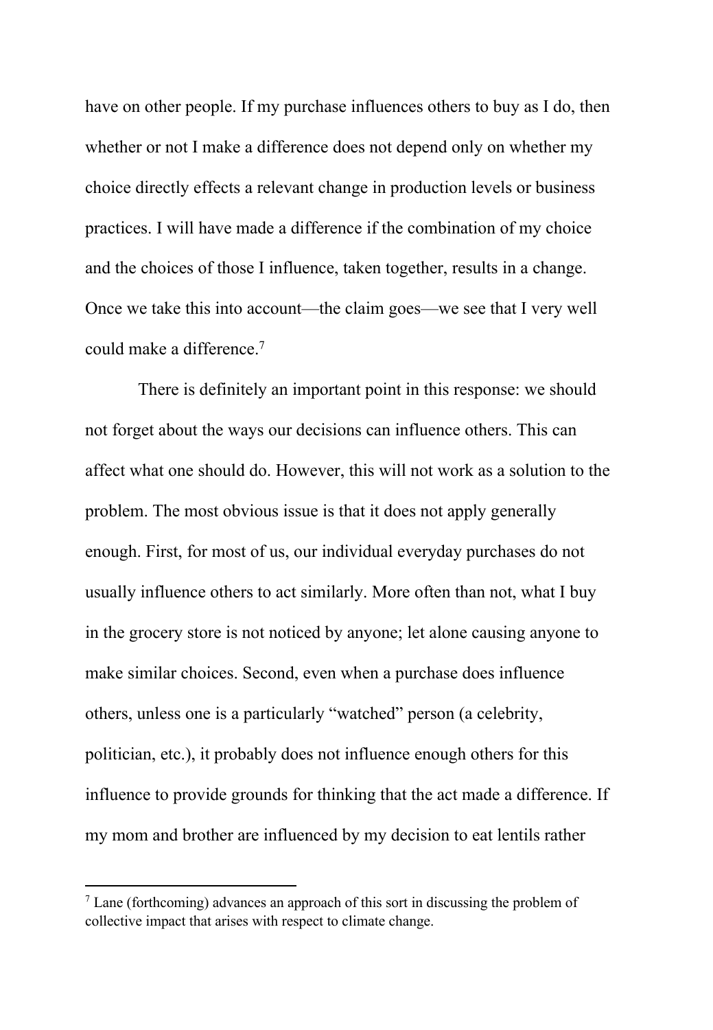have on other people. If my purchase influences others to buy as I do, then whether or not I make a difference does not depend only on whether my choice directly effects a relevant change in production levels or business practices. I will have made a difference if the combination of my choice and the choices of those I influence, taken together, results in a change. Once we take this into account—the claim goes—we see that I very well could make a difference.[7]

There is definitely an important point in this response: we should not forget about the ways our decisions can influence others. This can affect what one should do. However, this will not work as a solution to the problem. The most obvious issue is that it does not apply generally enough. First, for most of us, our individual everyday purchases do not usually influence others to act similarly. More often than not, what I buy in the grocery store is not noticed by anyone; let alone causing anyone to make similar choices. Second, even when a purchase does influence others, unless one is a particularly "watched" person (a celebrity, politician, etc.), it probably does not influence enough others for this influence to provide grounds for thinking that the act made a difference. If my mom and brother are influenced by my decision to eat lentils rather

---

[7] Lane (forthcoming) advances an approach of this sort in discussing the problem of collective impact that arises with respect to climate change.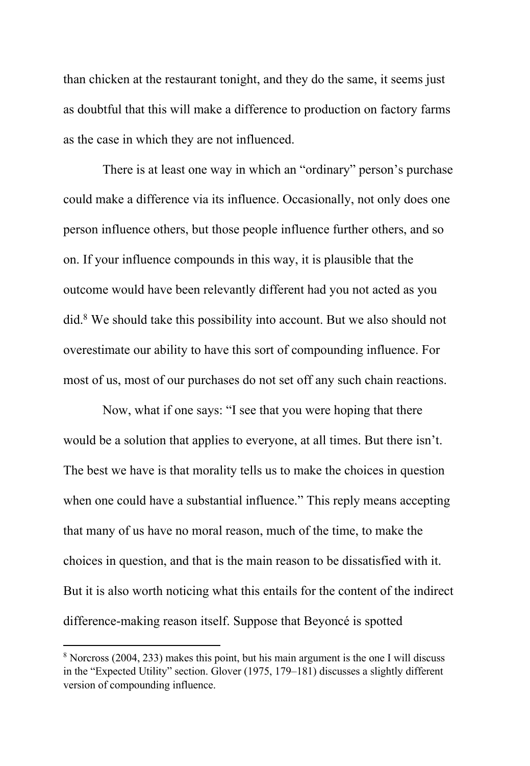than chicken at the restaurant tonight, and they do the same, it seems just as doubtful that this will make a difference to production on factory farms as the case in which they are not influenced.

There is at least one way in which an "ordinary" person's purchase could make a difference via its influence. Occasionally, not only does one person influence others, but those people influence further others, and so on. If your influence compounds in this way, it is plausible that the outcome would have been relevantly different had you not acted as you did.[8] We should take this possibility into account. But we also should not overestimate our ability to have this sort of compounding influence. For most of us, most of our purchases do not set off any such chain reactions.

Now, what if one says: "I see that you were hoping that there would be a solution that applies to everyone, at all times. But there isn't. The best we have is that morality tells us to make the choices in question when one could have a substantial influence." This reply means accepting that many of us have no moral reason, much of the time, to make the choices in question, and that is the main reason to be dissatisfied with it. But it is also worth noticing what this entails for the content of the indirect difference-making reason itself. Suppose that Beyoncé is spotted

[8] Norcross (2004, 233) makes this point, but his main argument is the one I will discuss in the "Expected Utility" section. Glover (1975, 179–181) discusses a slightly different version of compounding influence.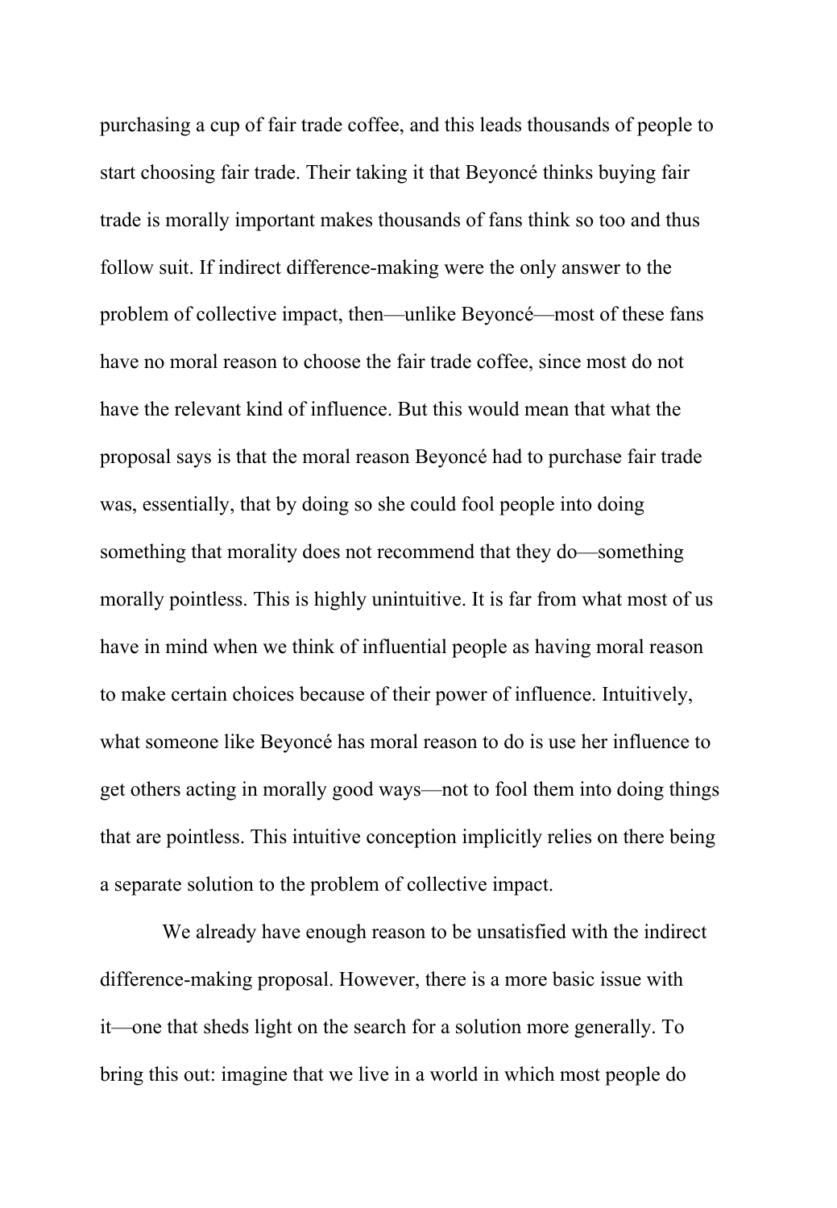purchasing a cup of fair trade coffee, and this leads thousands of people to start choosing fair trade. Their taking it that Beyoncé thinks buying fair trade is morally important makes thousands of fans think so too and thus follow suit. If indirect difference-making were the only answer to the problem of collective impact, then—unlike Beyoncé—most of these fans have no moral reason to choose the fair trade coffee, since most do not have the relevant kind of influence. But this would mean that what the proposal says is that the moral reason Beyoncé had to purchase fair trade was, essentially, that by doing so she could fool people into doing something that morality does not recommend that they do—something morally pointless. This is highly unintuitive. It is far from what most of us have in mind when we think of influential people as having moral reason to make certain choices because of their power of influence. Intuitively, what someone like Beyoncé has moral reason to do is use her influence to get others acting in morally good ways—not to fool them into doing things that are pointless. This intuitive conception implicitly relies on there being a separate solution to the problem of collective impact.

We already have enough reason to be unsatisfied with the indirect difference-making proposal. However, there is a more basic issue with it—one that sheds light on the search for a solution more generally. To bring this out: imagine that we live in a world in which most people do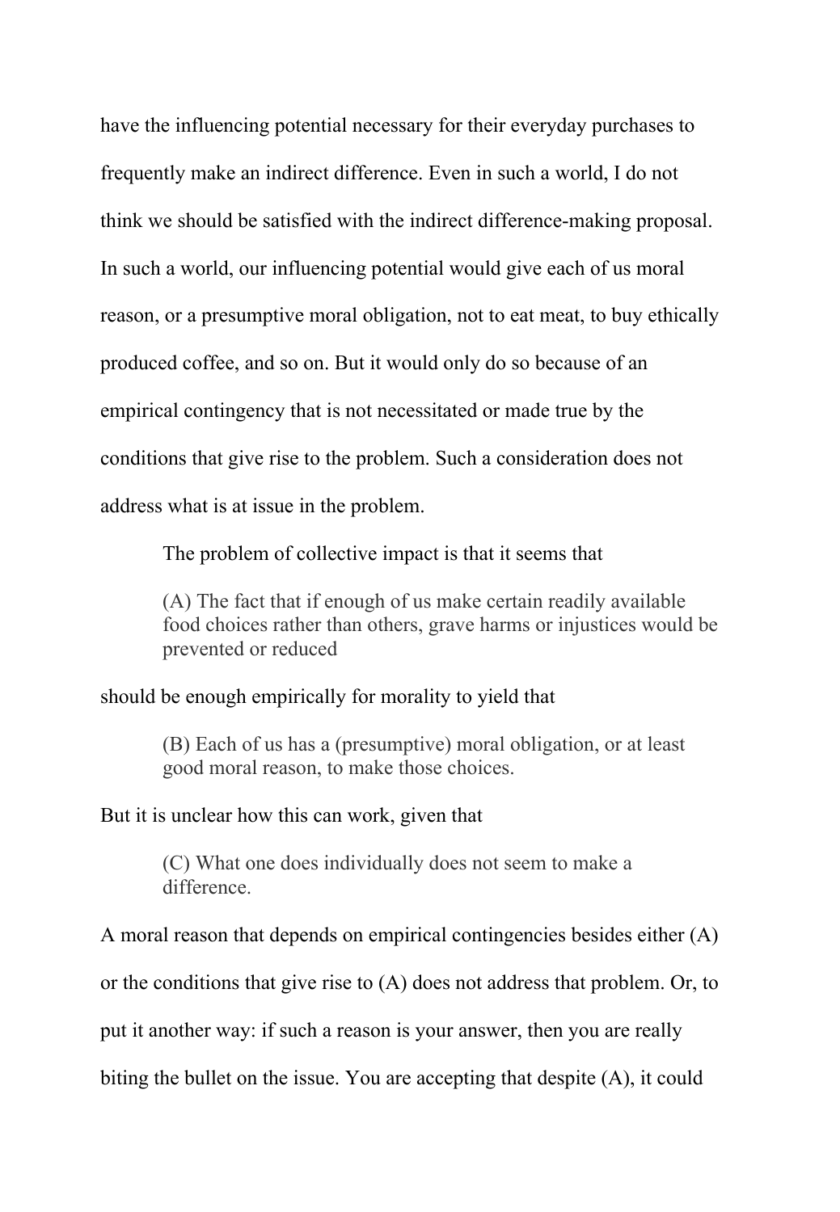have the influencing potential necessary for their everyday purchases to frequently make an indirect difference. Even in such a world, I do not think we should be satisfied with the indirect difference-making proposal. In such a world, our influencing potential would give each of us moral reason, or a presumptive moral obligation, not to eat meat, to buy ethically produced coffee, and so on. But it would only do so because of an empirical contingency that is not necessitated or made true by the conditions that give rise to the problem. Such a consideration does not address what is at issue in the problem.

The problem of collective impact is that it seems that

> (A) The fact that if enough of us make certain readily available food choices rather than others, grave harms or injustices would be prevented or reduced

should be enough empirically for morality to yield that

> (B) Each of us has a (presumptive) moral obligation, or at least good moral reason, to make those choices.

But it is unclear how this can work, given that

> (C) What one does individually does not seem to make a difference.

A moral reason that depends on empirical contingencies besides either (A) or the conditions that give rise to (A) does not address that problem. Or, to put it another way: if such a reason is your answer, then you are really biting the bullet on the issue. You are accepting that despite (A), it could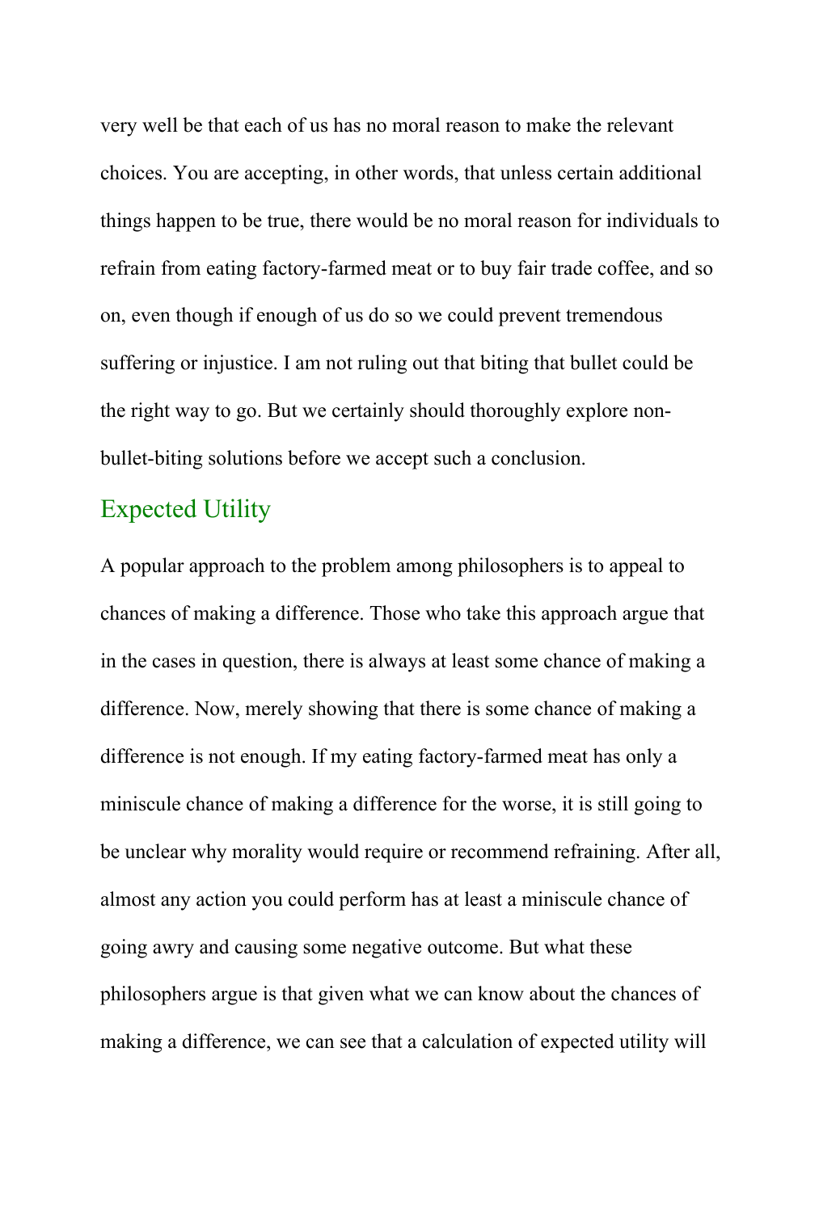very well be that each of us has no moral reason to make the relevant choices. You are accepting, in other words, that unless certain additional things happen to be true, there would be no moral reason for individuals to refrain from eating factory-farmed meat or to buy fair trade coffee, and so on, even though if enough of us do so we could prevent tremendous suffering or injustice. I am not ruling out that biting that bullet could be the right way to go. But we certainly should thoroughly explore non-bullet-biting solutions before we accept such a conclusion.

## Expected Utility

A popular approach to the problem among philosophers is to appeal to chances of making a difference. Those who take this approach argue that in the cases in question, there is always at least some chance of making a difference. Now, merely showing that there is some chance of making a difference is not enough. If my eating factory-farmed meat has only a miniscule chance of making a difference for the worse, it is still going to be unclear why morality would require or recommend refraining. After all, almost any action you could perform has at least a miniscule chance of going awry and causing some negative outcome. But what these philosophers argue is that given what we can know about the chances of making a difference, we can see that a calculation of expected utility will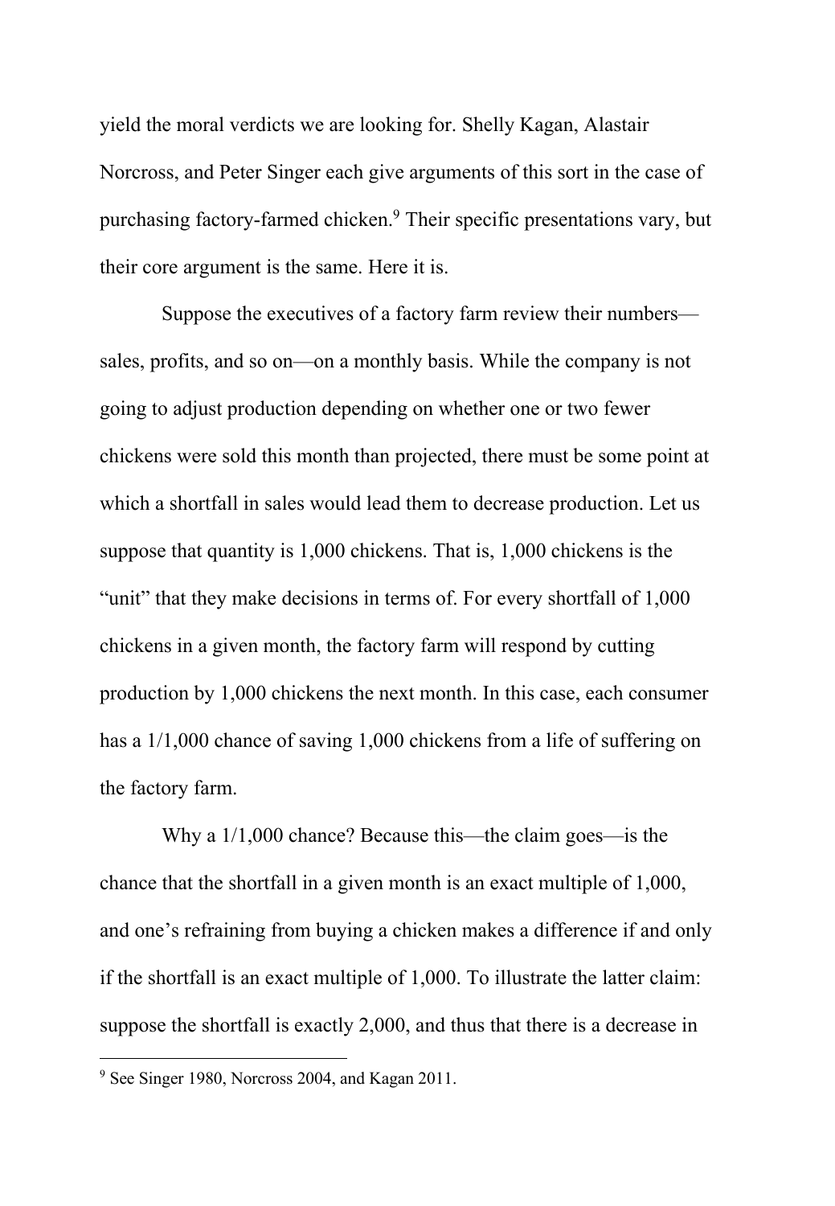yield the moral verdicts we are looking for. Shelly Kagan, Alastair Norcross, and Peter Singer each give arguments of this sort in the case of purchasing factory-farmed chicken.[9] Their specific presentations vary, but their core argument is the same. Here it is.

Suppose the executives of a factory farm review their numbers—sales, profits, and so on—on a monthly basis. While the company is not going to adjust production depending on whether one or two fewer chickens were sold this month than projected, there must be some point at which a shortfall in sales would lead them to decrease production. Let us suppose that quantity is 1,000 chickens. That is, 1,000 chickens is the "unit" that they make decisions in terms of. For every shortfall of 1,000 chickens in a given month, the factory farm will respond by cutting production by 1,000 chickens the next month. In this case, each consumer has a 1/1,000 chance of saving 1,000 chickens from a life of suffering on the factory farm.

Why a 1/1,000 chance? Because this—the claim goes—is the chance that the shortfall in a given month is an exact multiple of 1,000, and one's refraining from buying a chicken makes a difference if and only if the shortfall is an exact multiple of 1,000. To illustrate the latter claim: suppose the shortfall is exactly 2,000, and thus that there is a decrease in

[9] See Singer 1980, Norcross 2004, and Kagan 2011.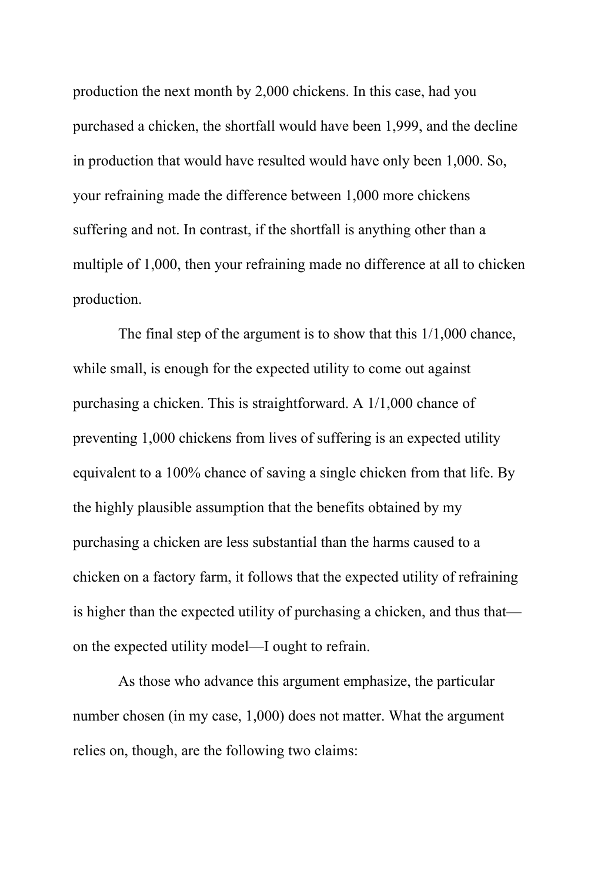production the next month by 2,000 chickens. In this case, had you purchased a chicken, the shortfall would have been 1,999, and the decline in production that would have resulted would have only been 1,000. So, your refraining made the difference between 1,000 more chickens suffering and not. In contrast, if the shortfall is anything other than a multiple of 1,000, then your refraining made no difference at all to chicken production.

The final step of the argument is to show that this 1/1,000 chance, while small, is enough for the expected utility to come out against purchasing a chicken. This is straightforward. A 1/1,000 chance of preventing 1,000 chickens from lives of suffering is an expected utility equivalent to a 100% chance of saving a single chicken from that life. By the highly plausible assumption that the benefits obtained by my purchasing a chicken are less substantial than the harms caused to a chicken on a factory farm, it follows that the expected utility of refraining is higher than the expected utility of purchasing a chicken, and thus that—on the expected utility model—I ought to refrain.

As those who advance this argument emphasize, the particular number chosen (in my case, 1,000) does not matter. What the argument relies on, though, are the following two claims: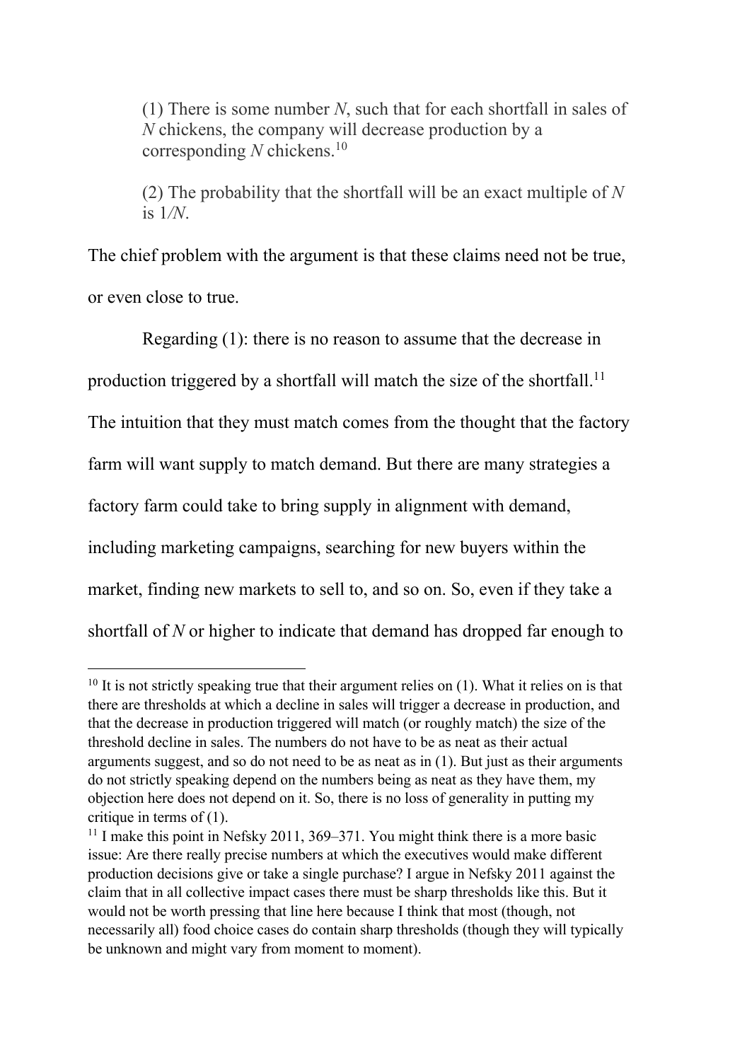> (1) There is some number $N$, such that for each shortfall in sales of $N$ chickens, the company will decrease production by a corresponding $N$ chickens.[10]
>
> (2) The probability that the shortfall will be an exact multiple of $N$ is $1/N$.

The chief problem with the argument is that these claims need not be true, or even close to true.

Regarding (1): there is no reason to assume that the decrease in production triggered by a shortfall will match the size of the shortfall.[11] The intuition that they must match comes from the thought that the factory farm will want supply to match demand. But there are many strategies a factory farm could take to bring supply in alignment with demand, including marketing campaigns, searching for new buyers within the market, finding new markets to sell to, and so on. So, even if they take a shortfall of $N$ or higher to indicate that demand has dropped far enough to

---

[10] It is not strictly speaking true that their argument relies on (1). What it relies on is that there are thresholds at which a decline in sales will trigger a decrease in production, and that the decrease in production triggered will match (or roughly match) the size of the threshold decline in sales. The numbers do not have to be as neat as their actual arguments suggest, and so do not need to be as neat as in (1). But just as their arguments do not strictly speaking depend on the numbers being as neat as they have them, my objection here does not depend on it. So, there is no loss of generality in putting my critique in terms of (1).

[11] I make this point in Nefsky 2011, 369–371. You might think there is a more basic issue: Are there really precise numbers at which the executives would make different production decisions give or take a single purchase? I argue in Nefsky 2011 against the claim that in all collective impact cases there must be sharp thresholds like this. But it would not be worth pressing that line here because I think that most (though, not necessarily all) food choice cases do contain sharp thresholds (though they will typically be unknown and might vary from moment to moment).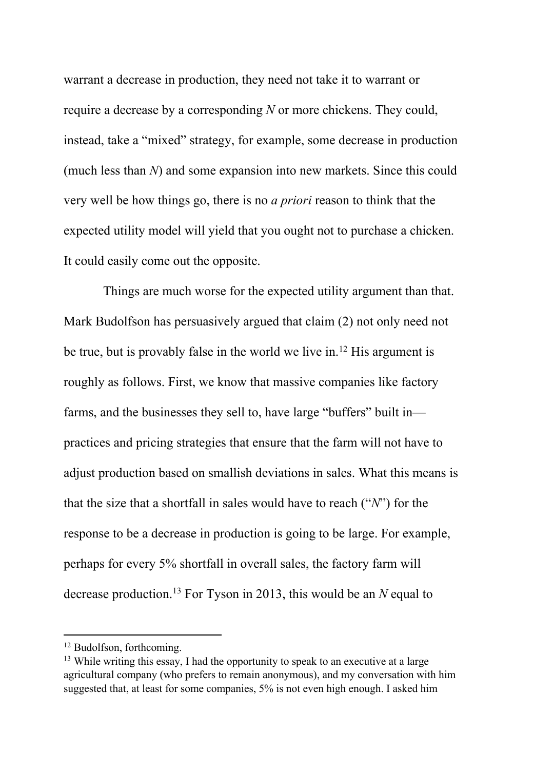warrant a decrease in production, they need not take it to warrant or require a decrease by a corresponding *N* or more chickens. They could, instead, take a "mixed" strategy, for example, some decrease in production (much less than *N*) and some expansion into new markets. Since this could very well be how things go, there is no *a priori* reason to think that the expected utility model will yield that you ought not to purchase a chicken. It could easily come out the opposite.

Things are much worse for the expected utility argument than that. Mark Budolfson has persuasively argued that claim (2) not only need not be true, but is provably false in the world we live in.[12] His argument is roughly as follows. First, we know that massive companies like factory farms, and the businesses they sell to, have large "buffers" built in—practices and pricing strategies that ensure that the farm will not have to adjust production based on smallish deviations in sales. What this means is that the size that a shortfall in sales would have to reach ("*N*") for the response to be a decrease in production is going to be large. For example, perhaps for every 5% shortfall in overall sales, the factory farm will decrease production.[13] For Tyson in 2013, this would be an *N* equal to

---

[12] Budolfson, forthcoming.

[13] While writing this essay, I had the opportunity to speak to an executive at a large agricultural company (who prefers to remain anonymous), and my conversation with him suggested that, at least for some companies, 5% is not even high enough. I asked him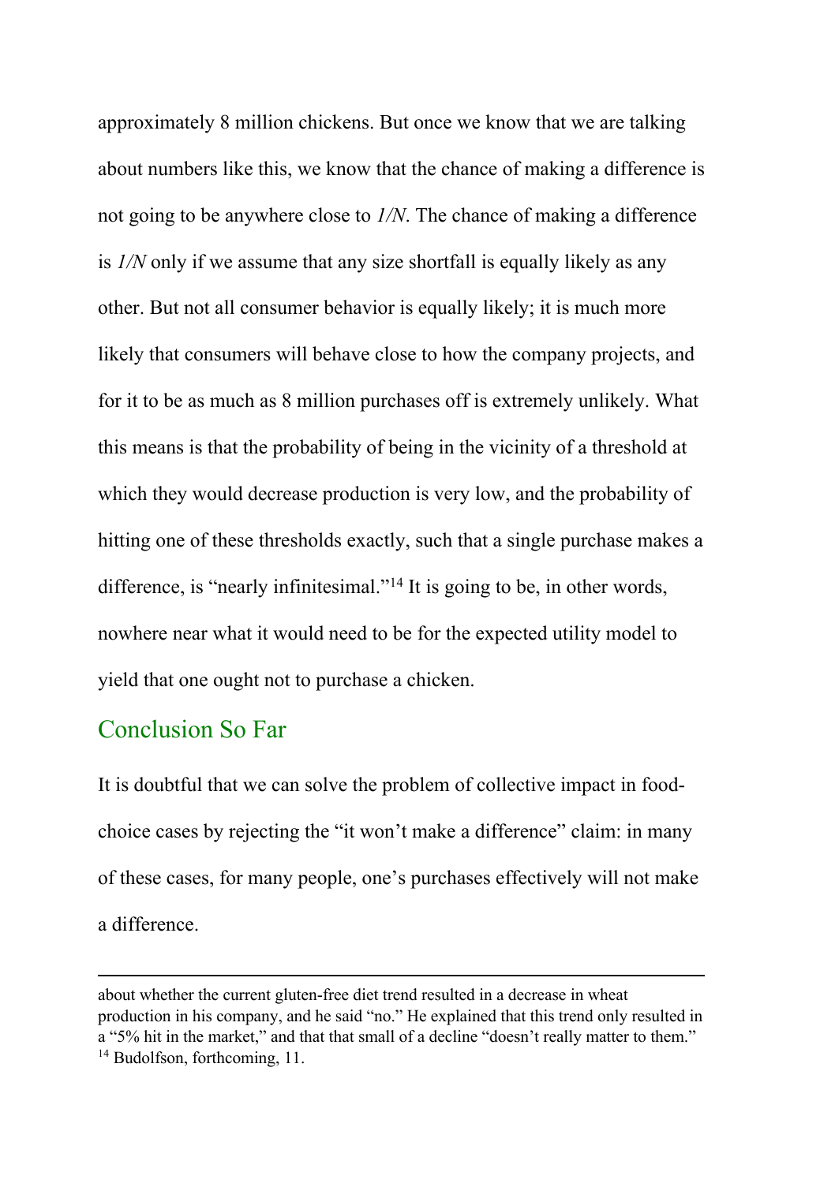approximately 8 million chickens. But once we know that we are talking about numbers like this, we know that the chance of making a difference is not going to be anywhere close to *1/N*. The chance of making a difference is *1/N* only if we assume that any size shortfall is equally likely as any other. But not all consumer behavior is equally likely; it is much more likely that consumers will behave close to how the company projects, and for it to be as much as 8 million purchases off is extremely unlikely. What this means is that the probability of being in the vicinity of a threshold at which they would decrease production is very low, and the probability of hitting one of these thresholds exactly, such that a single purchase makes a difference, is "nearly infinitesimal."[14] It is going to be, in other words, nowhere near what it would need to be for the expected utility model to yield that one ought not to purchase a chicken.

## Conclusion So Far

It is doubtful that we can solve the problem of collective impact in food-choice cases by rejecting the "it won't make a difference" claim: in many of these cases, for many people, one's purchases effectively will not make a difference.

---

about whether the current gluten-free diet trend resulted in a decrease in wheat production in his company, and he said "no." He explained that this trend only resulted in a "5% hit in the market," and that that small of a decline "doesn't really matter to them."

[14] Budolfson, forthcoming, 11.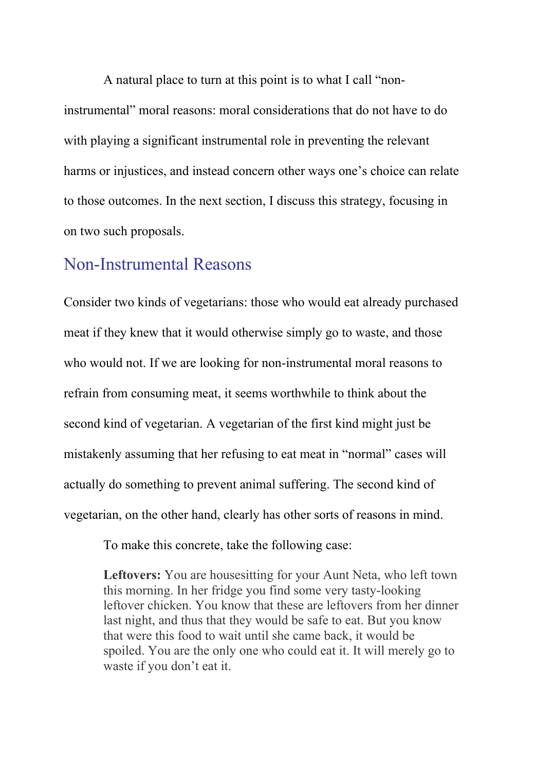A natural place to turn at this point is to what I call “non-instrumental” moral reasons: moral considerations that do not have to do with playing a significant instrumental role in preventing the relevant harms or injustices, and instead concern other ways one’s choice can relate to those outcomes. In the next section, I discuss this strategy, focusing in on two such proposals.

## Non-Instrumental Reasons

Consider two kinds of vegetarians: those who would eat already purchased meat if they knew that it would otherwise simply go to waste, and those who would not. If we are looking for non-instrumental moral reasons to refrain from consuming meat, it seems worthwhile to think about the second kind of vegetarian. A vegetarian of the first kind might just be mistakenly assuming that her refusing to eat meat in “normal” cases will actually do something to prevent animal suffering. The second kind of vegetarian, on the other hand, clearly has other sorts of reasons in mind.

To make this concrete, take the following case:

> **Leftovers:** You are housesitting for your Aunt Neta, who left town this morning. In her fridge you find some very tasty-looking leftover chicken. You know that these are leftovers from her dinner last night, and thus that they would be safe to eat. But you know that were this food to wait until she came back, it would be spoiled. You are the only one who could eat it. It will merely go to waste if you don’t eat it.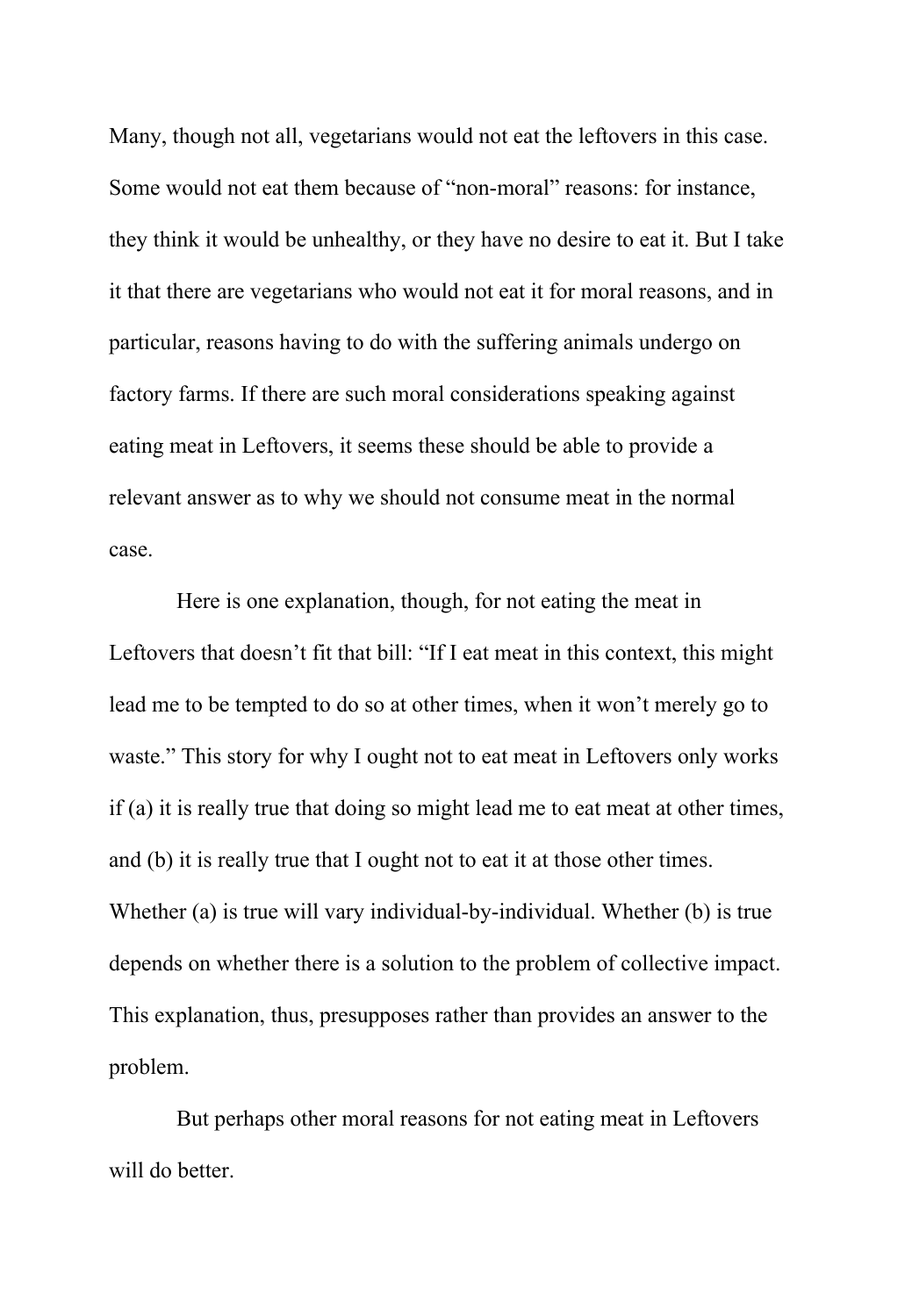Many, though not all, vegetarians would not eat the leftovers in this case. Some would not eat them because of “non-moral” reasons: for instance, they think it would be unhealthy, or they have no desire to eat it. But I take it that there are vegetarians who would not eat it for moral reasons, and in particular, reasons having to do with the suffering animals undergo on factory farms. If there are such moral considerations speaking against eating meat in Leftovers, it seems these should be able to provide a relevant answer as to why we should not consume meat in the normal case.

Here is one explanation, though, for not eating the meat in Leftovers that doesn’t fit that bill: “If I eat meat in this context, this might lead me to be tempted to do so at other times, when it won’t merely go to waste.” This story for why I ought not to eat meat in Leftovers only works if (a) it is really true that doing so might lead me to eat meat at other times, and (b) it is really true that I ought not to eat it at those other times. Whether (a) is true will vary individual-by-individual. Whether (b) is true depends on whether there is a solution to the problem of collective impact. This explanation, thus, presupposes rather than provides an answer to the problem.

But perhaps other moral reasons for not eating meat in Leftovers will do better.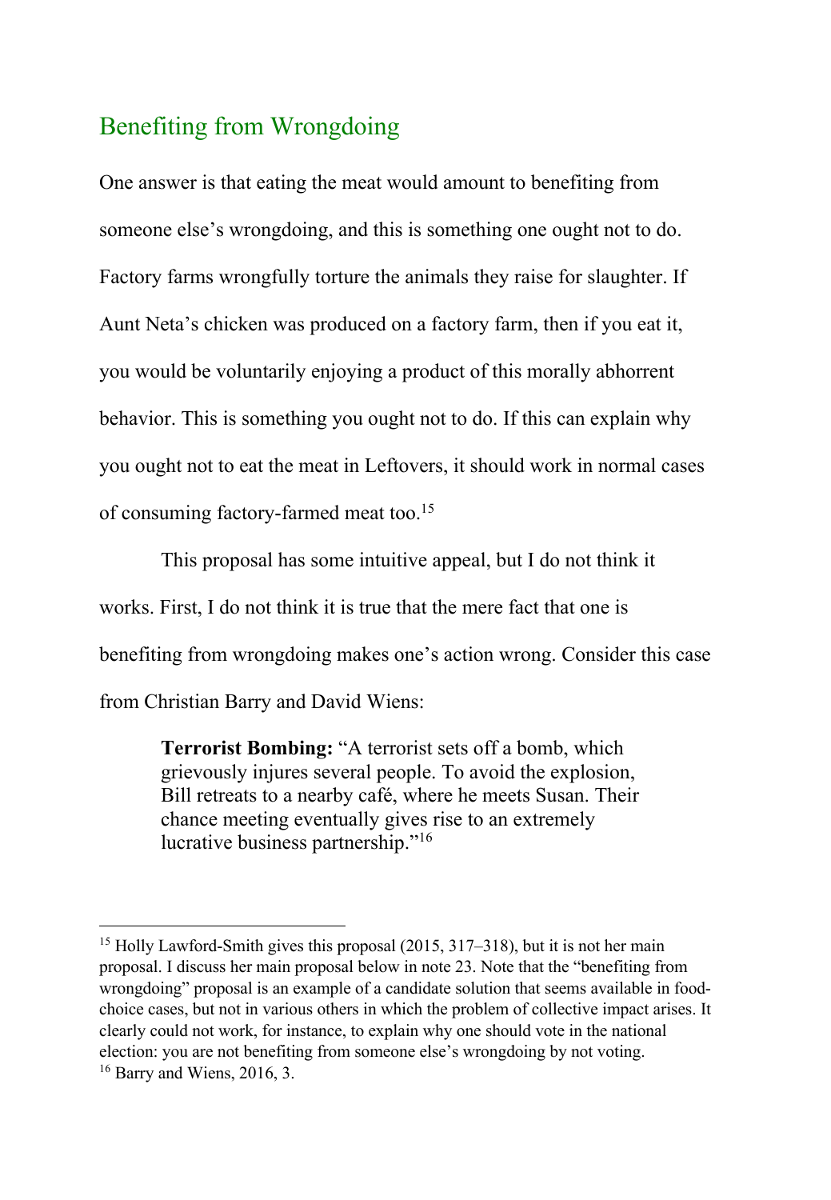## Benefiting from Wrongdoing

One answer is that eating the meat would amount to benefiting from someone else's wrongdoing, and this is something one ought not to do. Factory farms wrongfully torture the animals they raise for slaughter. If Aunt Neta's chicken was produced on a factory farm, then if you eat it, you would be voluntarily enjoying a product of this morally abhorrent behavior. This is something you ought not to do. If this can explain why you ought not to eat the meat in Leftovers, it should work in normal cases of consuming factory-farmed meat too.[15]

This proposal has some intuitive appeal, but I do not think it works. First, I do not think it is true that the mere fact that one is benefiting from wrongdoing makes one's action wrong. Consider this case from Christian Barry and David Wiens:

> **Terrorist Bombing:** "A terrorist sets off a bomb, which grievously injures several people. To avoid the explosion, Bill retreats to a nearby café, where he meets Susan. Their chance meeting eventually gives rise to an extremely lucrative business partnership."[16]

---

[15] Holly Lawford-Smith gives this proposal (2015, 317–318), but it is not her main proposal. I discuss her main proposal below in note 23. Note that the "benefiting from wrongdoing" proposal is an example of a candidate solution that seems available in food-choice cases, but not in various others in which the problem of collective impact arises. It clearly could not work, for instance, to explain why one should vote in the national election: you are not benefiting from someone else's wrongdoing by not voting.

[16] Barry and Wiens, 2016, 3.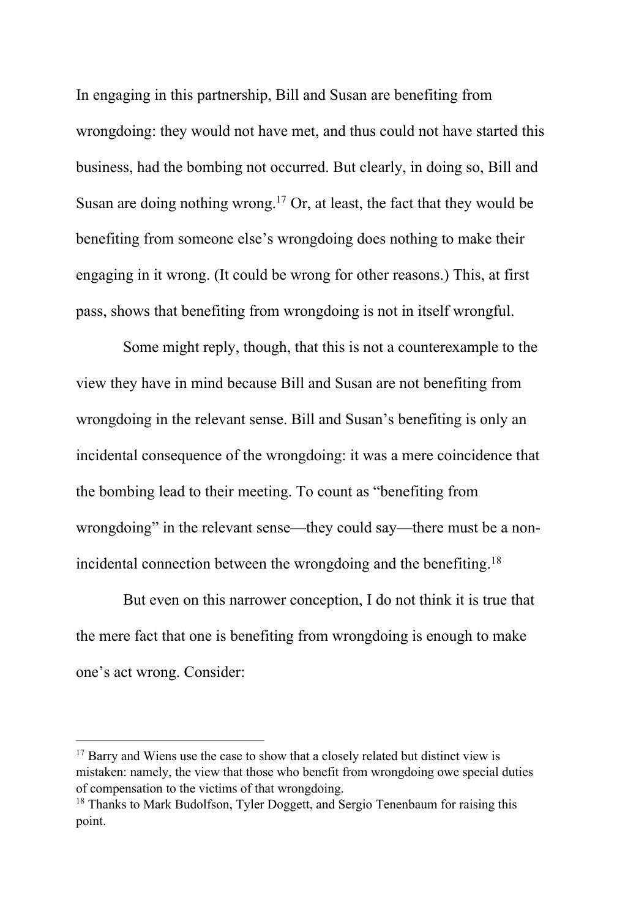In engaging in this partnership, Bill and Susan are benefiting from wrongdoing: they would not have met, and thus could not have started this business, had the bombing not occurred. But clearly, in doing so, Bill and Susan are doing nothing wrong.[17] Or, at least, the fact that they would be benefiting from someone else's wrongdoing does nothing to make their engaging in it wrong. (It could be wrong for other reasons.) This, at first pass, shows that benefiting from wrongdoing is not in itself wrongful.

Some might reply, though, that this is not a counterexample to the view they have in mind because Bill and Susan are not benefiting from wrongdoing in the relevant sense. Bill and Susan's benefiting is only an incidental consequence of the wrongdoing: it was a mere coincidence that the bombing lead to their meeting. To count as "benefiting from wrongdoing" in the relevant sense—they could say—there must be a non-incidental connection between the wrongdoing and the benefiting.[18]

But even on this narrower conception, I do not think it is true that the mere fact that one is benefiting from wrongdoing is enough to make one's act wrong. Consider:

---

[17] Barry and Wiens use the case to show that a closely related but distinct view is mistaken: namely, the view that those who benefit from wrongdoing owe special duties of compensation to the victims of that wrongdoing.

[18] Thanks to Mark Budolfson, Tyler Doggett, and Sergio Tenenbaum for raising this point.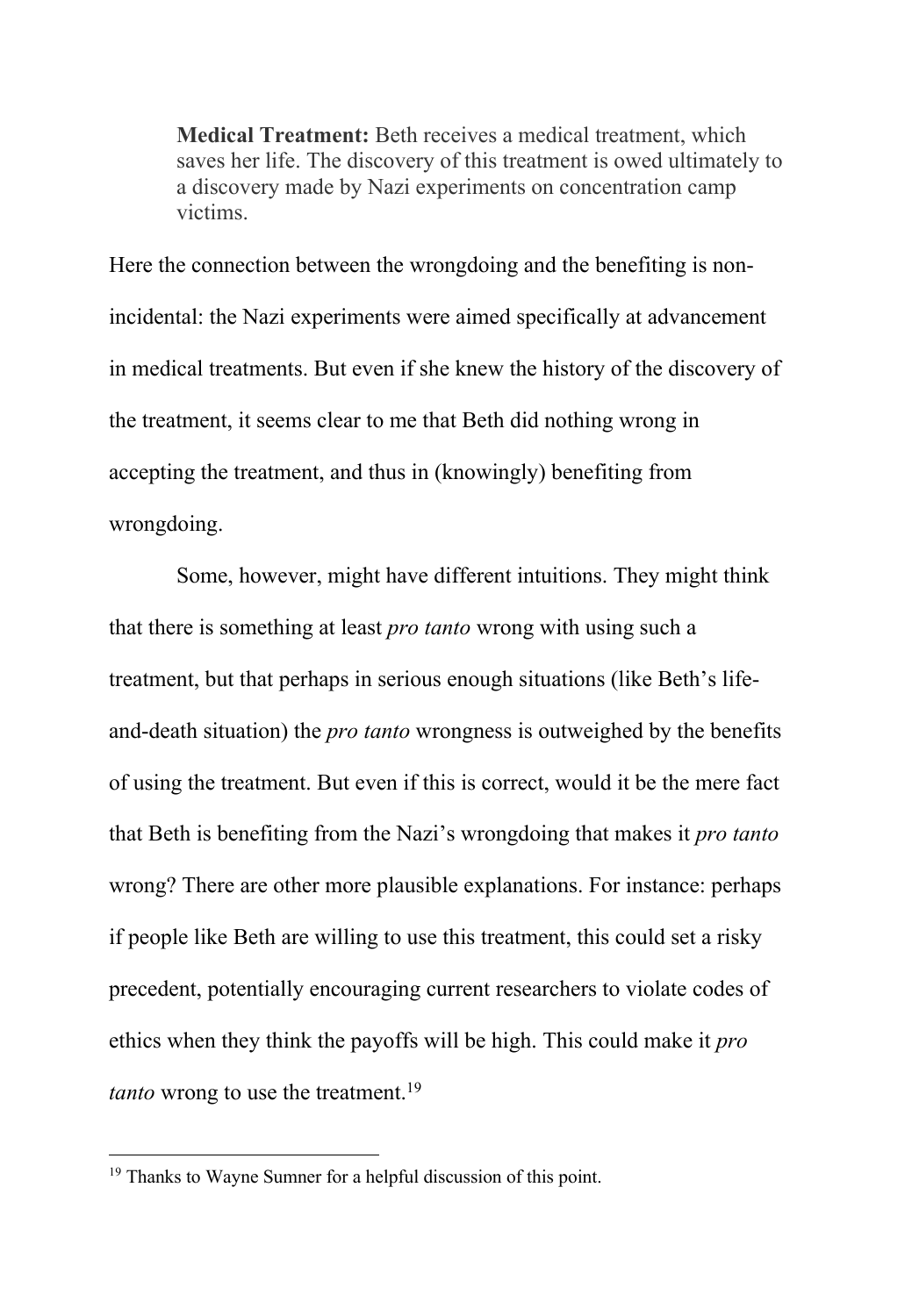> **Medical Treatment:** Beth receives a medical treatment, which saves her life. The discovery of this treatment is owed ultimately to a discovery made by Nazi experiments on concentration camp victims.

Here the connection between the wrongdoing and the benefiting is non-incidental: the Nazi experiments were aimed specifically at advancement in medical treatments. But even if she knew the history of the discovery of the treatment, it seems clear to me that Beth did nothing wrong in accepting the treatment, and thus in (knowingly) benefiting from wrongdoing.

Some, however, might have different intuitions. They might think that there is something at least *pro tanto* wrong with using such a treatment, but that perhaps in serious enough situations (like Beth's life-and-death situation) the *pro tanto* wrongness is outweighed by the benefits of using the treatment. But even if this is correct, would it be the mere fact that Beth is benefiting from the Nazi's wrongdoing that makes it *pro tanto* wrong? There are other more plausible explanations. For instance: perhaps if people like Beth are willing to use this treatment, this could set a risky precedent, potentially encouraging current researchers to violate codes of ethics when they think the payoffs will be high. This could make it *pro tanto* wrong to use the treatment.[19]

[19] Thanks to Wayne Sumner for a helpful discussion of this point.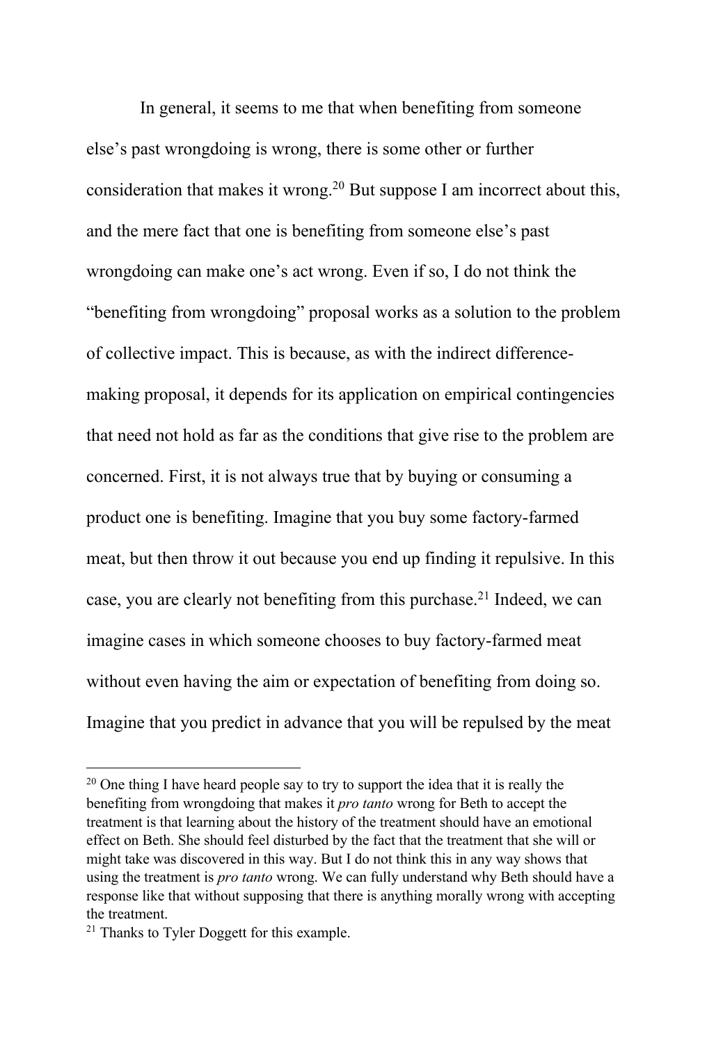In general, it seems to me that when benefiting from someone else's past wrongdoing is wrong, there is some other or further consideration that makes it wrong.[20] But suppose I am incorrect about this, and the mere fact that one is benefiting from someone else's past wrongdoing can make one's act wrong. Even if so, I do not think the "benefiting from wrongdoing" proposal works as a solution to the problem of collective impact. This is because, as with the indirect difference-making proposal, it depends for its application on empirical contingencies that need not hold as far as the conditions that give rise to the problem are concerned. First, it is not always true that by buying or consuming a product one is benefiting. Imagine that you buy some factory-farmed meat, but then throw it out because you end up finding it repulsive. In this case, you are clearly not benefiting from this purchase.[21] Indeed, we can imagine cases in which someone chooses to buy factory-farmed meat without even having the aim or expectation of benefiting from doing so. Imagine that you predict in advance that you will be repulsed by the meat

---

[20] One thing I have heard people say to try to support the idea that it is really the benefiting from wrongdoing that makes it *pro tanto* wrong for Beth to accept the treatment is that learning about the history of the treatment should have an emotional effect on Beth. She should feel disturbed by the fact that the treatment that she will or might take was discovered in this way. But I do not think this in any way shows that using the treatment is *pro tanto* wrong. We can fully understand why Beth should have a response like that without supposing that there is anything morally wrong with accepting the treatment.

[21] Thanks to Tyler Doggett for this example.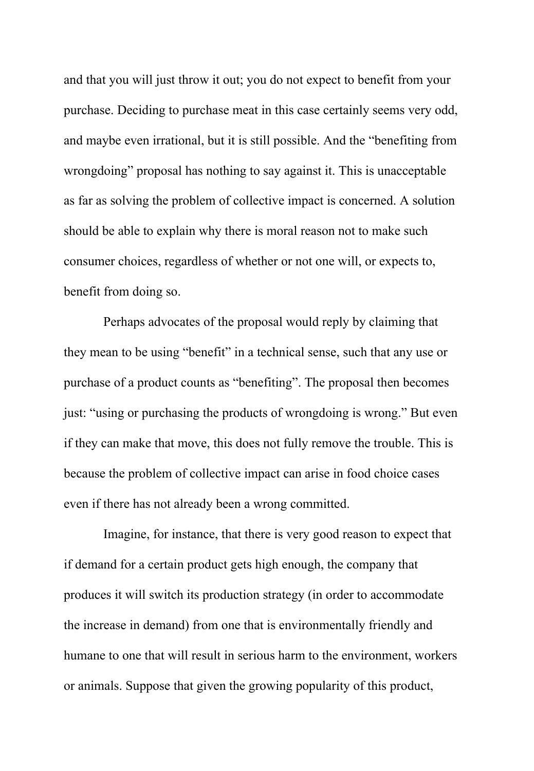and that you will just throw it out; you do not expect to benefit from your purchase. Deciding to purchase meat in this case certainly seems very odd, and maybe even irrational, but it is still possible. And the “benefiting from wrongdoing” proposal has nothing to say against it. This is unacceptable as far as solving the problem of collective impact is concerned. A solution should be able to explain why there is moral reason not to make such consumer choices, regardless of whether or not one will, or expects to, benefit from doing so.

Perhaps advocates of the proposal would reply by claiming that they mean to be using “benefit” in a technical sense, such that any use or purchase of a product counts as “benefiting”. The proposal then becomes just: “using or purchasing the products of wrongdoing is wrong.” But even if they can make that move, this does not fully remove the trouble. This is because the problem of collective impact can arise in food choice cases even if there has not already been a wrong committed.

Imagine, for instance, that there is very good reason to expect that if demand for a certain product gets high enough, the company that produces it will switch its production strategy (in order to accommodate the increase in demand) from one that is environmentally friendly and humane to one that will result in serious harm to the environment, workers or animals. Suppose that given the growing popularity of this product,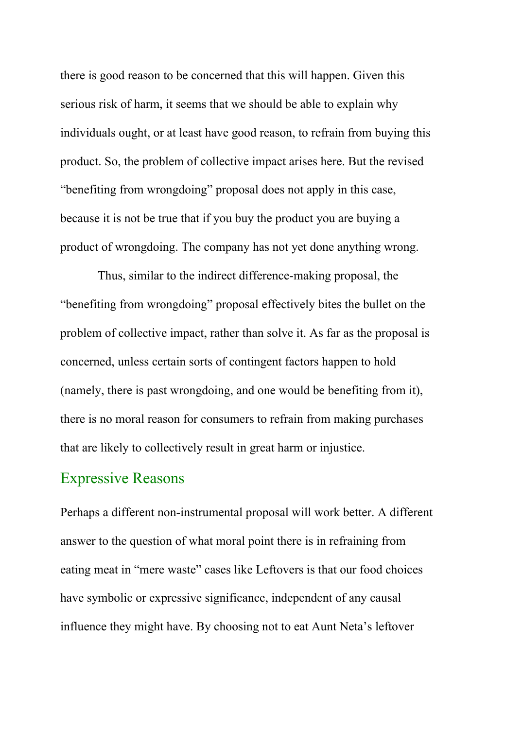there is good reason to be concerned that this will happen. Given this serious risk of harm, it seems that we should be able to explain why individuals ought, or at least have good reason, to refrain from buying this product. So, the problem of collective impact arises here. But the revised "benefiting from wrongdoing" proposal does not apply in this case, because it is not be true that if you buy the product you are buying a product of wrongdoing. The company has not yet done anything wrong.

Thus, similar to the indirect difference-making proposal, the "benefiting from wrongdoing" proposal effectively bites the bullet on the problem of collective impact, rather than solve it. As far as the proposal is concerned, unless certain sorts of contingent factors happen to hold (namely, there is past wrongdoing, and one would be benefiting from it), there is no moral reason for consumers to refrain from making purchases that are likely to collectively result in great harm or injustice.

## Expressive Reasons

Perhaps a different non-instrumental proposal will work better. A different answer to the question of what moral point there is in refraining from eating meat in "mere waste" cases like Leftovers is that our food choices have symbolic or expressive significance, independent of any causal influence they might have. By choosing not to eat Aunt Neta's leftover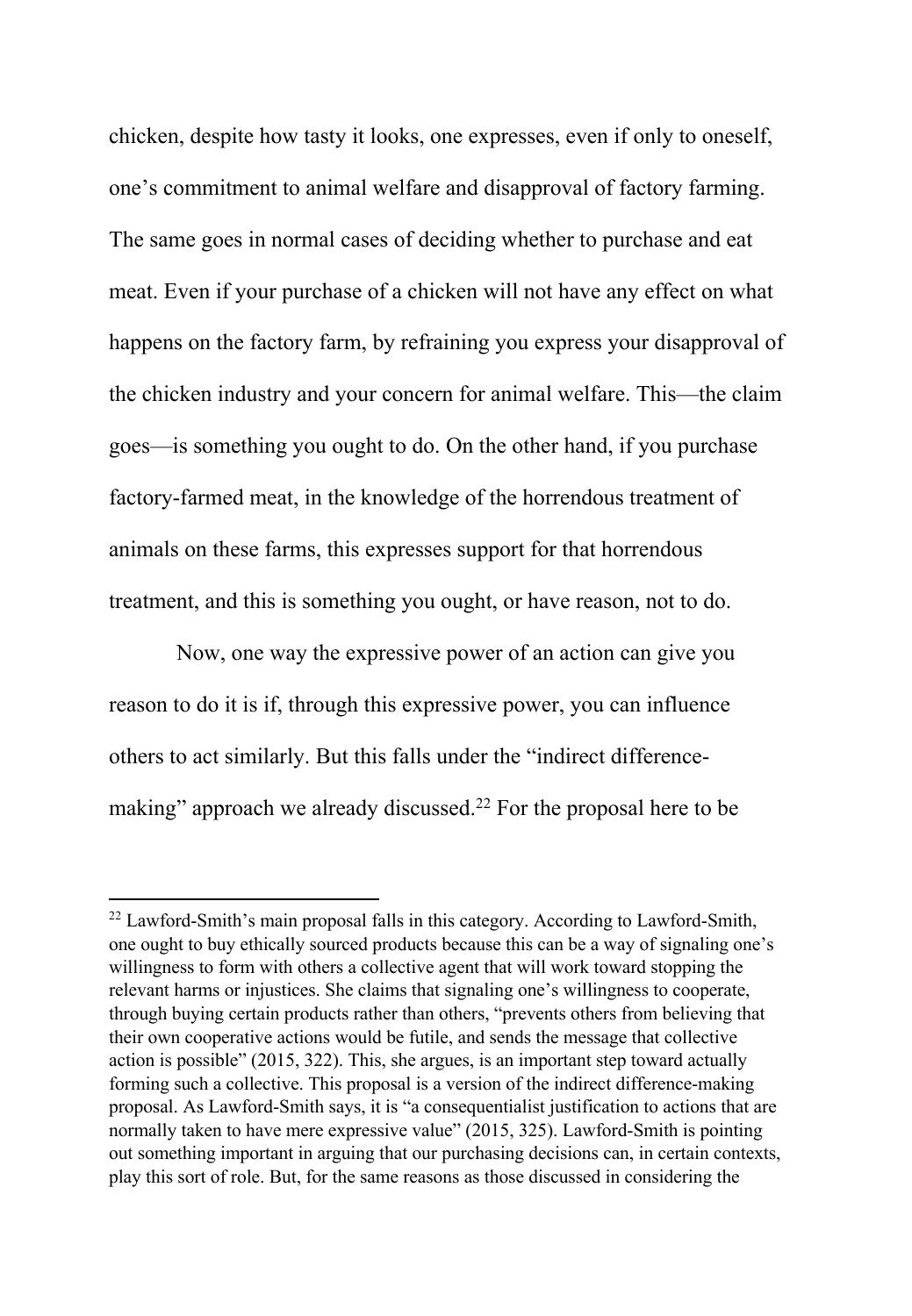chicken, despite how tasty it looks, one expresses, even if only to oneself, one's commitment to animal welfare and disapproval of factory farming. The same goes in normal cases of deciding whether to purchase and eat meat. Even if your purchase of a chicken will not have any effect on what happens on the factory farm, by refraining you express your disapproval of the chicken industry and your concern for animal welfare. This—the claim goes—is something you ought to do. On the other hand, if you purchase factory-farmed meat, in the knowledge of the horrendous treatment of animals on these farms, this expresses support for that horrendous treatment, and this is something you ought, or have reason, not to do.

Now, one way the expressive power of an action can give you reason to do it is if, through this expressive power, you can influence others to act similarly. But this falls under the "indirect difference-making" approach we already discussed.[22] For the proposal here to be

[22] Lawford-Smith's main proposal falls in this category. According to Lawford-Smith, one ought to buy ethically sourced products because this can be a way of signaling one's willingness to form with others a collective agent that will work toward stopping the relevant harms or injustices. She claims that signaling one's willingness to cooperate, through buying certain products rather than others, "prevents others from believing that their own cooperative actions would be futile, and sends the message that collective action is possible" (2015, 322). This, she argues, is an important step toward actually forming such a collective. This proposal is a version of the indirect difference-making proposal. As Lawford-Smith says, it is "a consequentialist justification to actions that are normally taken to have mere expressive value" (2015, 325). Lawford-Smith is pointing out something important in arguing that our purchasing decisions can, in certain contexts, play this sort of role. But, for the same reasons as those discussed in considering the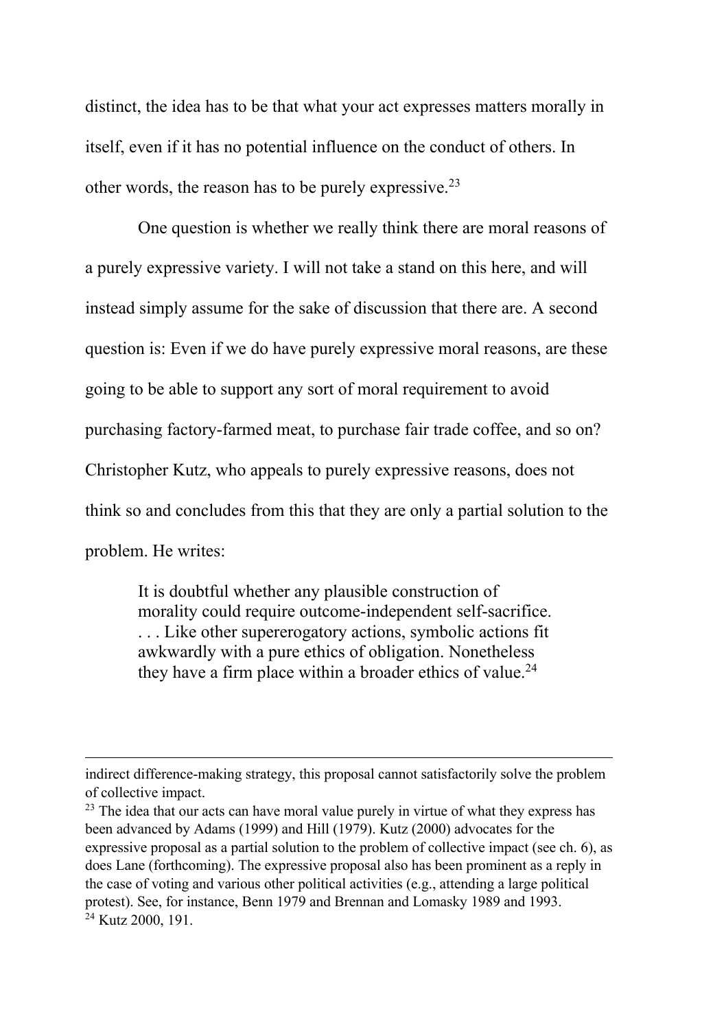distinct, the idea has to be that what your act expresses matters morally in itself, even if it has no potential influence on the conduct of others. In other words, the reason has to be purely expressive.[23]

One question is whether we really think there are moral reasons of a purely expressive variety. I will not take a stand on this here, and will instead simply assume for the sake of discussion that there are. A second question is: Even if we do have purely expressive moral reasons, are these going to be able to support any sort of moral requirement to avoid purchasing factory-farmed meat, to purchase fair trade coffee, and so on? Christopher Kutz, who appeals to purely expressive reasons, does not think so and concludes from this that they are only a partial solution to the problem. He writes:

> It is doubtful whether any plausible construction of morality could require outcome-independent self-sacrifice. . . . Like other supererogatory actions, symbolic actions fit awkwardly with a pure ethics of obligation. Nonetheless they have a firm place within a broader ethics of value.[24]

---

indirect difference-making strategy, this proposal cannot satisfactorily solve the problem of collective impact.

[23] The idea that our acts can have moral value purely in virtue of what they express has been advanced by Adams (1999) and Hill (1979). Kutz (2000) advocates for the expressive proposal as a partial solution to the problem of collective impact (see ch. 6), as does Lane (forthcoming). The expressive proposal also has been prominent as a reply in the case of voting and various other political activities (e.g., attending a large political protest). See, for instance, Benn 1979 and Brennan and Lomasky 1989 and 1993.

[24] Kutz 2000, 191.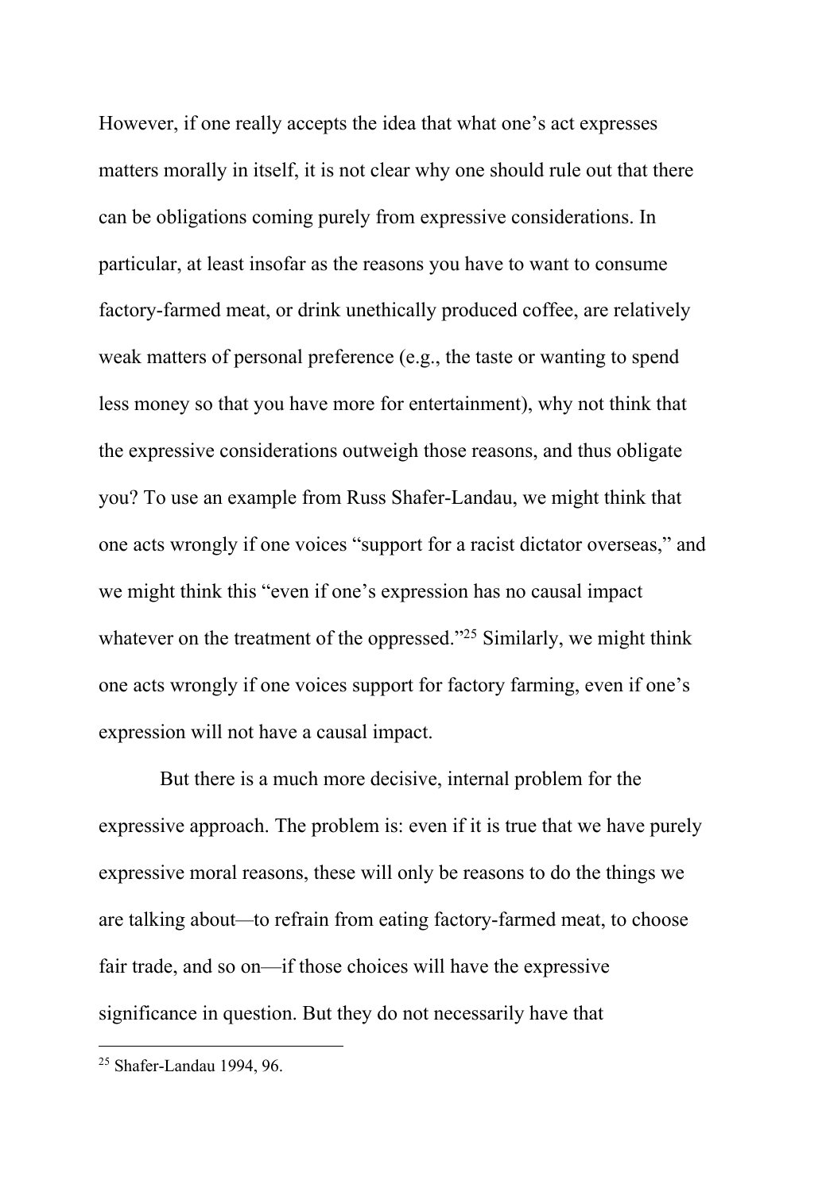However, if one really accepts the idea that what one's act expresses matters morally in itself, it is not clear why one should rule out that there can be obligations coming purely from expressive considerations. In particular, at least insofar as the reasons you have to want to consume factory-farmed meat, or drink unethically produced coffee, are relatively weak matters of personal preference (e.g., the taste or wanting to spend less money so that you have more for entertainment), why not think that the expressive considerations outweigh those reasons, and thus obligate you? To use an example from Russ Shafer-Landau, we might think that one acts wrongly if one voices "support for a racist dictator overseas," and we might think this "even if one's expression has no causal impact whatever on the treatment of the oppressed."[25] Similarly, we might think one acts wrongly if one voices support for factory farming, even if one's expression will not have a causal impact.

But there is a much more decisive, internal problem for the expressive approach. The problem is: even if it is true that we have purely expressive moral reasons, these will only be reasons to do the things we are talking about—to refrain from eating factory-farmed meat, to choose fair trade, and so on—if those choices will have the expressive significance in question. But they do not necessarily have that

[25] Shafer-Landau 1994, 96.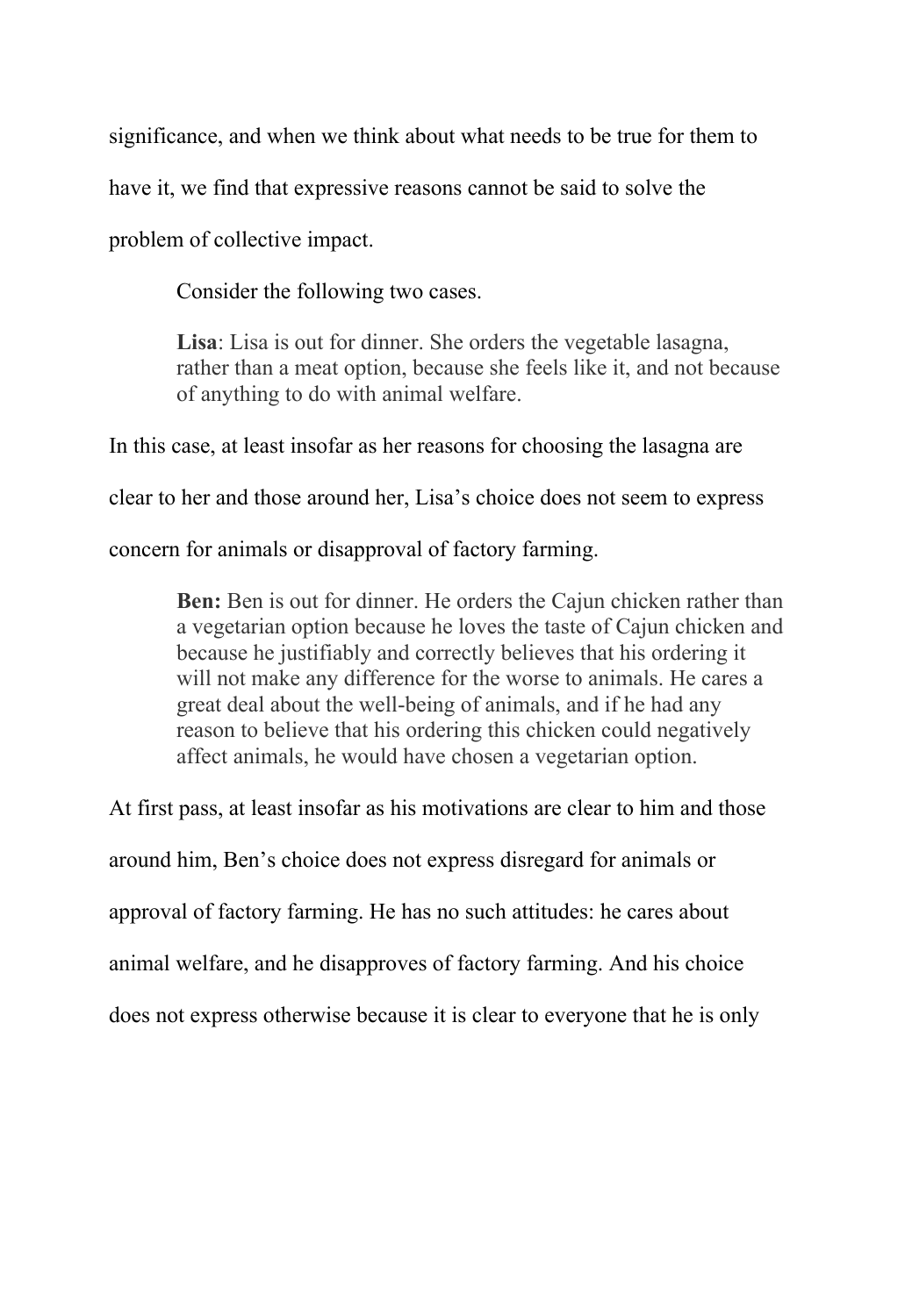significance, and when we think about what needs to be true for them to have it, we find that expressive reasons cannot be said to solve the problem of collective impact.

Consider the following two cases.

> **Lisa**: Lisa is out for dinner. She orders the vegetable lasagna, rather than a meat option, because she feels like it, and not because of anything to do with animal welfare.

In this case, at least insofar as her reasons for choosing the lasagna are clear to her and those around her, Lisa's choice does not seem to express concern for animals or disapproval of factory farming.

> **Ben:** Ben is out for dinner. He orders the Cajun chicken rather than a vegetarian option because he loves the taste of Cajun chicken and because he justifiably and correctly believes that his ordering it will not make any difference for the worse to animals. He cares a great deal about the well-being of animals, and if he had any reason to believe that his ordering this chicken could negatively affect animals, he would have chosen a vegetarian option.

At first pass, at least insofar as his motivations are clear to him and those around him, Ben's choice does not express disregard for animals or approval of factory farming. He has no such attitudes: he cares about animal welfare, and he disapproves of factory farming. And his choice does not express otherwise because it is clear to everyone that he is only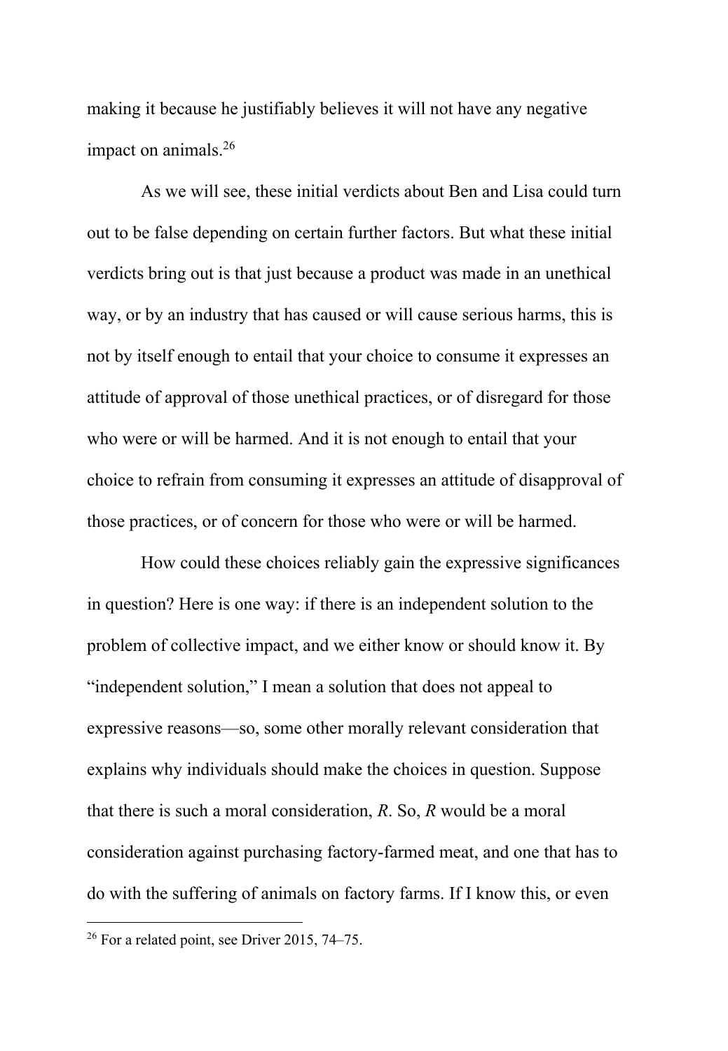making it because he justifiably believes it will not have any negative impact on animals.[26]

As we will see, these initial verdicts about Ben and Lisa could turn out to be false depending on certain further factors. But what these initial verdicts bring out is that just because a product was made in an unethical way, or by an industry that has caused or will cause serious harms, this is not by itself enough to entail that your choice to consume it expresses an attitude of approval of those unethical practices, or of disregard for those who were or will be harmed. And it is not enough to entail that your choice to refrain from consuming it expresses an attitude of disapproval of those practices, or of concern for those who were or will be harmed.

How could these choices reliably gain the expressive significances in question? Here is one way: if there is an independent solution to the problem of collective impact, and we either know or should know it. By "independent solution," I mean a solution that does not appeal to expressive reasons—so, some other morally relevant consideration that explains why individuals should make the choices in question. Suppose that there is such a moral consideration, *R*. So, *R* would be a moral consideration against purchasing factory-farmed meat, and one that has to do with the suffering of animals on factory farms. If I know this, or even

[26] For a related point, see Driver 2015, 74–75.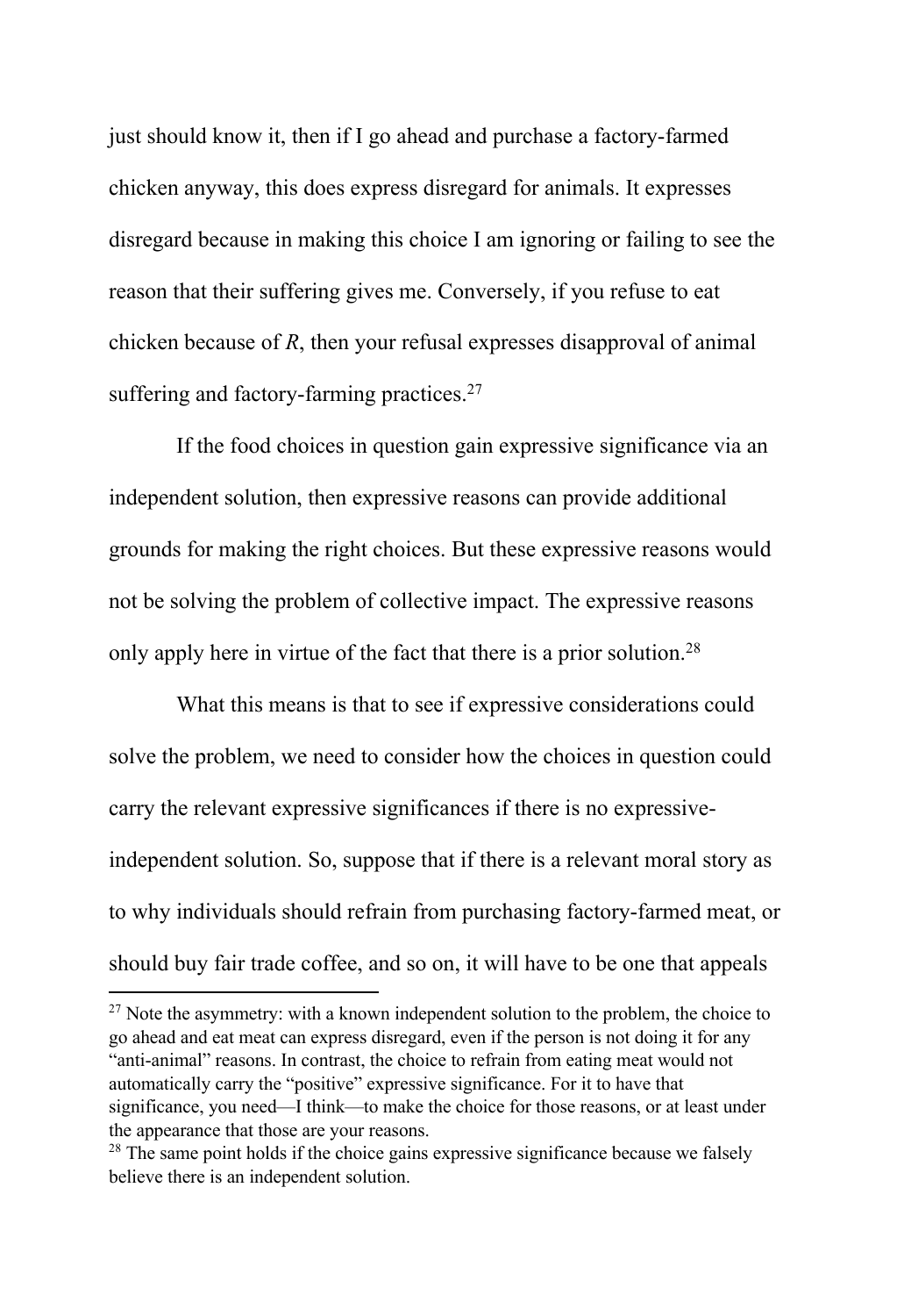just should know it, then if I go ahead and purchase a factory-farmed chicken anyway, this does express disregard for animals. It expresses disregard because in making this choice I am ignoring or failing to see the reason that their suffering gives me. Conversely, if you refuse to eat chicken because of *R*, then your refusal expresses disapproval of animal suffering and factory-farming practices.[27]

If the food choices in question gain expressive significance via an independent solution, then expressive reasons can provide additional grounds for making the right choices. But these expressive reasons would not be solving the problem of collective impact. The expressive reasons only apply here in virtue of the fact that there is a prior solution.[28]

What this means is that to see if expressive considerations could solve the problem, we need to consider how the choices in question could carry the relevant expressive significances if there is no expressive-independent solution. So, suppose that if there is a relevant moral story as to why individuals should refrain from purchasing factory-farmed meat, or should buy fair trade coffee, and so on, it will have to be one that appeals

---

[27] Note the asymmetry: with a known independent solution to the problem, the choice to go ahead and eat meat can express disregard, even if the person is not doing it for any "anti-animal" reasons. In contrast, the choice to refrain from eating meat would not automatically carry the "positive" expressive significance. For it to have that significance, you need—I think—to make the choice for those reasons, or at least under the appearance that those are your reasons.

[28] The same point holds if the choice gains expressive significance because we falsely believe there is an independent solution.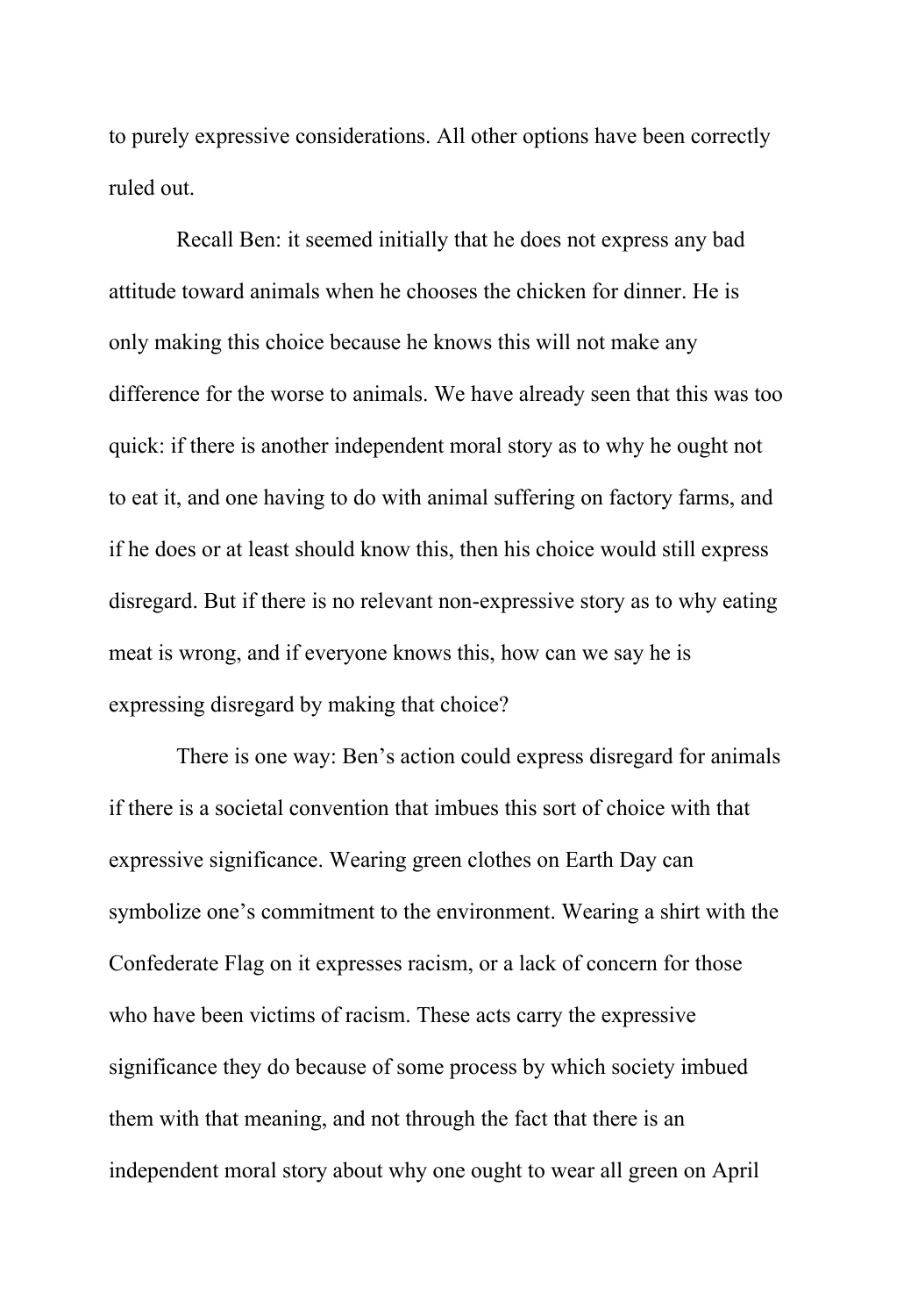to purely expressive considerations. All other options have been correctly ruled out.

Recall Ben: it seemed initially that he does not express any bad attitude toward animals when he chooses the chicken for dinner. He is only making this choice because he knows this will not make any difference for the worse to animals. We have already seen that this was too quick: if there is another independent moral story as to why he ought not to eat it, and one having to do with animal suffering on factory farms, and if he does or at least should know this, then his choice would still express disregard. But if there is no relevant non-expressive story as to why eating meat is wrong, and if everyone knows this, how can we say he is expressing disregard by making that choice?

There is one way: Ben's action could express disregard for animals if there is a societal convention that imbues this sort of choice with that expressive significance. Wearing green clothes on Earth Day can symbolize one's commitment to the environment. Wearing a shirt with the Confederate Flag on it expresses racism, or a lack of concern for those who have been victims of racism. These acts carry the expressive significance they do because of some process by which society imbued them with that meaning, and not through the fact that there is an independent moral story about why one ought to wear all green on April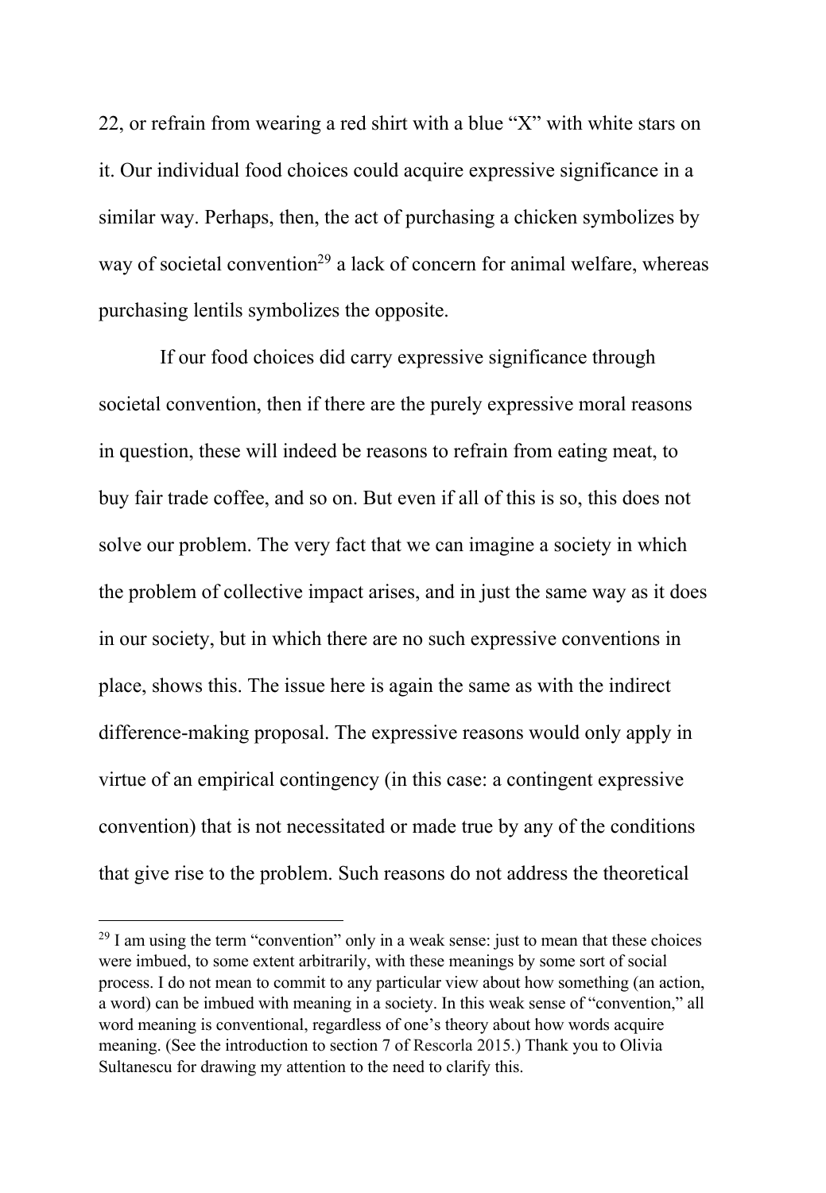22, or refrain from wearing a red shirt with a blue "X" with white stars on it. Our individual food choices could acquire expressive significance in a similar way. Perhaps, then, the act of purchasing a chicken symbolizes by way of societal convention[29] a lack of concern for animal welfare, whereas purchasing lentils symbolizes the opposite.

If our food choices did carry expressive significance through societal convention, then if there are the purely expressive moral reasons in question, these will indeed be reasons to refrain from eating meat, to buy fair trade coffee, and so on. But even if all of this is so, this does not solve our problem. The very fact that we can imagine a society in which the problem of collective impact arises, and in just the same way as it does in our society, but in which there are no such expressive conventions in place, shows this. The issue here is again the same as with the indirect difference-making proposal. The expressive reasons would only apply in virtue of an empirical contingency (in this case: a contingent expressive convention) that is not necessitated or made true by any of the conditions that give rise to the problem. Such reasons do not address the theoretical

[29] I am using the term "convention" only in a weak sense: just to mean that these choices were imbued, to some extent arbitrarily, with these meanings by some sort of social process. I do not mean to commit to any particular view about how something (an action, a word) can be imbued with meaning in a society. In this weak sense of "convention," all word meaning is conventional, regardless of one's theory about how words acquire meaning. (See the introduction to section 7 of Rescorla 2015.) Thank you to Olivia Sultanescu for drawing my attention to the need to clarify this.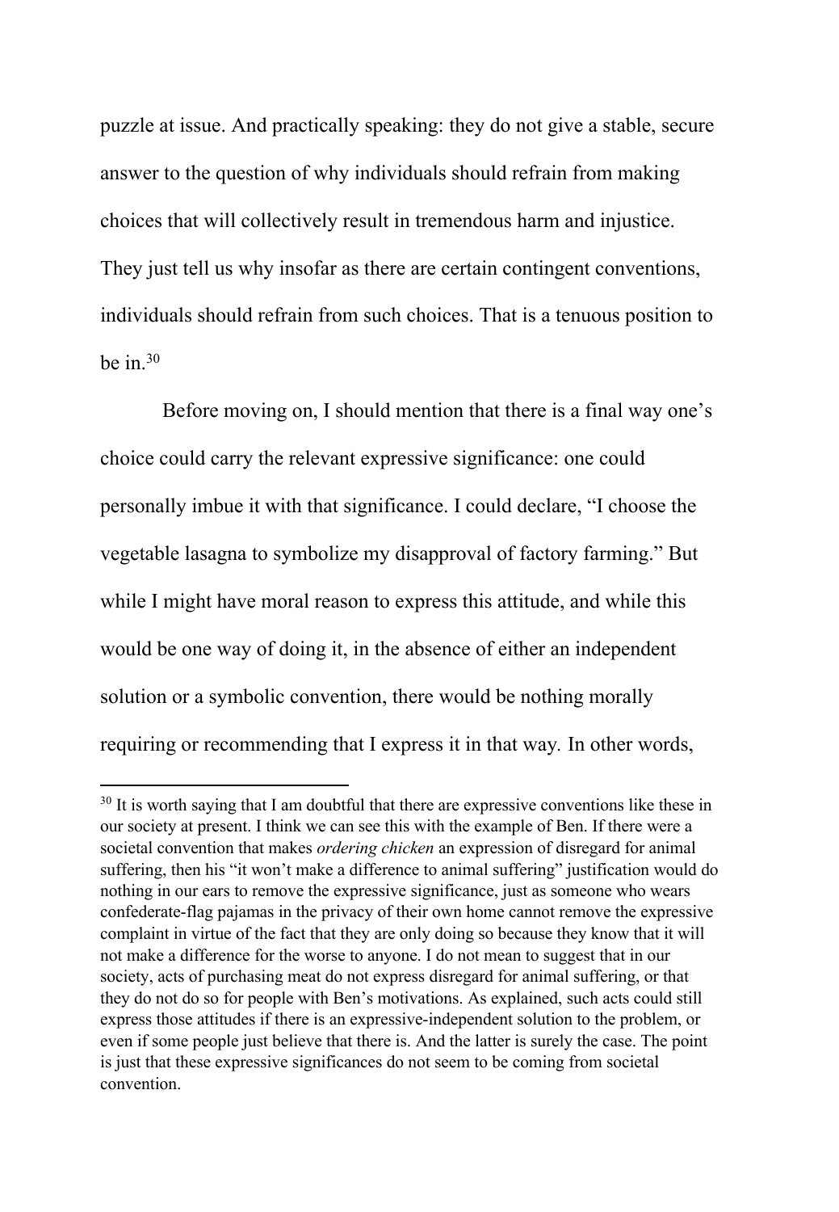puzzle at issue. And practically speaking: they do not give a stable, secure answer to the question of why individuals should refrain from making choices that will collectively result in tremendous harm and injustice. They just tell us why insofar as there are certain contingent conventions, individuals should refrain from such choices. That is a tenuous position to be in.[30]

Before moving on, I should mention that there is a final way one's choice could carry the relevant expressive significance: one could personally imbue it with that significance. I could declare, "I choose the vegetable lasagna to symbolize my disapproval of factory farming." But while I might have moral reason to express this attitude, and while this would be one way of doing it, in the absence of either an independent solution or a symbolic convention, there would be nothing morally requiring or recommending that I express it in that way. In other words,

---

[30] It is worth saying that I am doubtful that there are expressive conventions like these in our society at present. I think we can see this with the example of Ben. If there were a societal convention that makes *ordering chicken* an expression of disregard for animal suffering, then his "it won't make a difference to animal suffering" justification would do nothing in our ears to remove the expressive significance, just as someone who wears confederate-flag pajamas in the privacy of their own home cannot remove the expressive complaint in virtue of the fact that they are only doing so because they know that it will not make a difference for the worse to anyone. I do not mean to suggest that in our society, acts of purchasing meat do not express disregard for animal suffering, or that they do not do so for people with Ben's motivations. As explained, such acts could still express those attitudes if there is an expressive-independent solution to the problem, or even if some people just believe that there is. And the latter is surely the case. The point is just that these expressive significances do not seem to be coming from societal convention.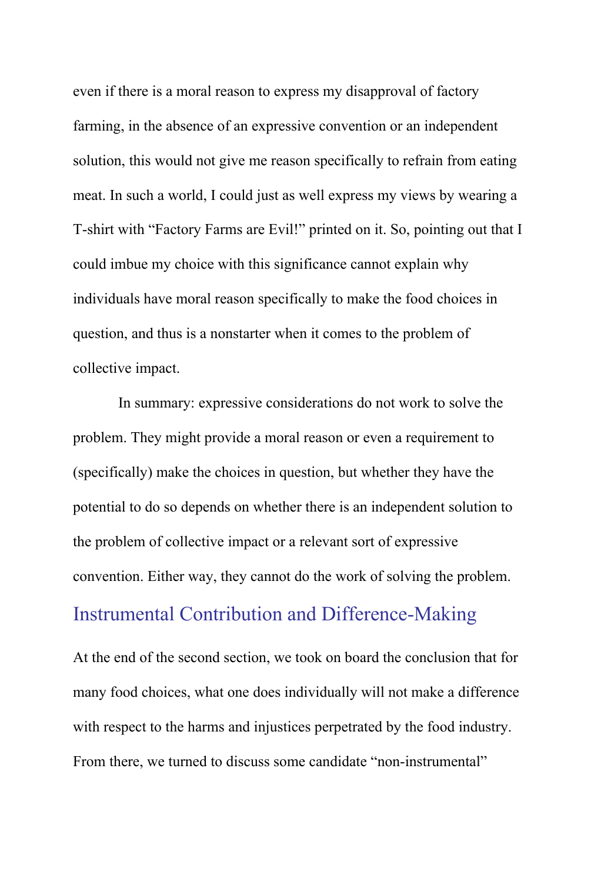even if there is a moral reason to express my disapproval of factory farming, in the absence of an expressive convention or an independent solution, this would not give me reason specifically to refrain from eating meat. In such a world, I could just as well express my views by wearing a T-shirt with "Factory Farms are Evil!" printed on it. So, pointing out that I could imbue my choice with this significance cannot explain why individuals have moral reason specifically to make the food choices in question, and thus is a nonstarter when it comes to the problem of collective impact.

In summary: expressive considerations do not work to solve the problem. They might provide a moral reason or even a requirement to (specifically) make the choices in question, but whether they have the potential to do so depends on whether there is an independent solution to the problem of collective impact or a relevant sort of expressive convention. Either way, they cannot do the work of solving the problem.

## Instrumental Contribution and Difference-Making

At the end of the second section, we took on board the conclusion that for many food choices, what one does individually will not make a difference with respect to the harms and injustices perpetrated by the food industry. From there, we turned to discuss some candidate "non-instrumental"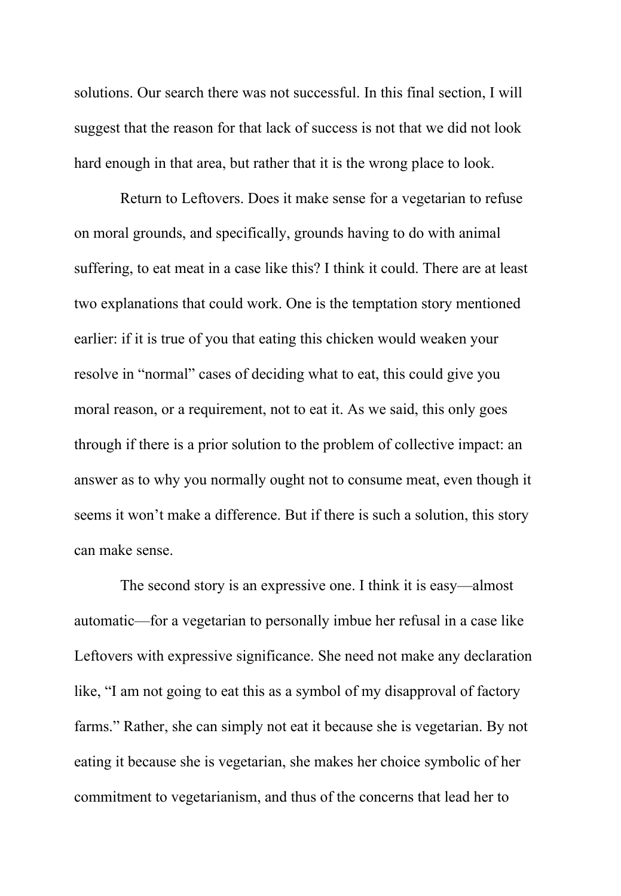solutions. Our search there was not successful. In this final section, I will suggest that the reason for that lack of success is not that we did not look hard enough in that area, but rather that it is the wrong place to look.

Return to Leftovers. Does it make sense for a vegetarian to refuse on moral grounds, and specifically, grounds having to do with animal suffering, to eat meat in a case like this? I think it could. There are at least two explanations that could work. One is the temptation story mentioned earlier: if it is true of you that eating this chicken would weaken your resolve in "normal" cases of deciding what to eat, this could give you moral reason, or a requirement, not to eat it. As we said, this only goes through if there is a prior solution to the problem of collective impact: an answer as to why you normally ought not to consume meat, even though it seems it won't make a difference. But if there is such a solution, this story can make sense.

The second story is an expressive one. I think it is easy—almost automatic—for a vegetarian to personally imbue her refusal in a case like Leftovers with expressive significance. She need not make any declaration like, "I am not going to eat this as a symbol of my disapproval of factory farms." Rather, she can simply not eat it because she is vegetarian. By not eating it because she is vegetarian, she makes her choice symbolic of her commitment to vegetarianism, and thus of the concerns that lead her to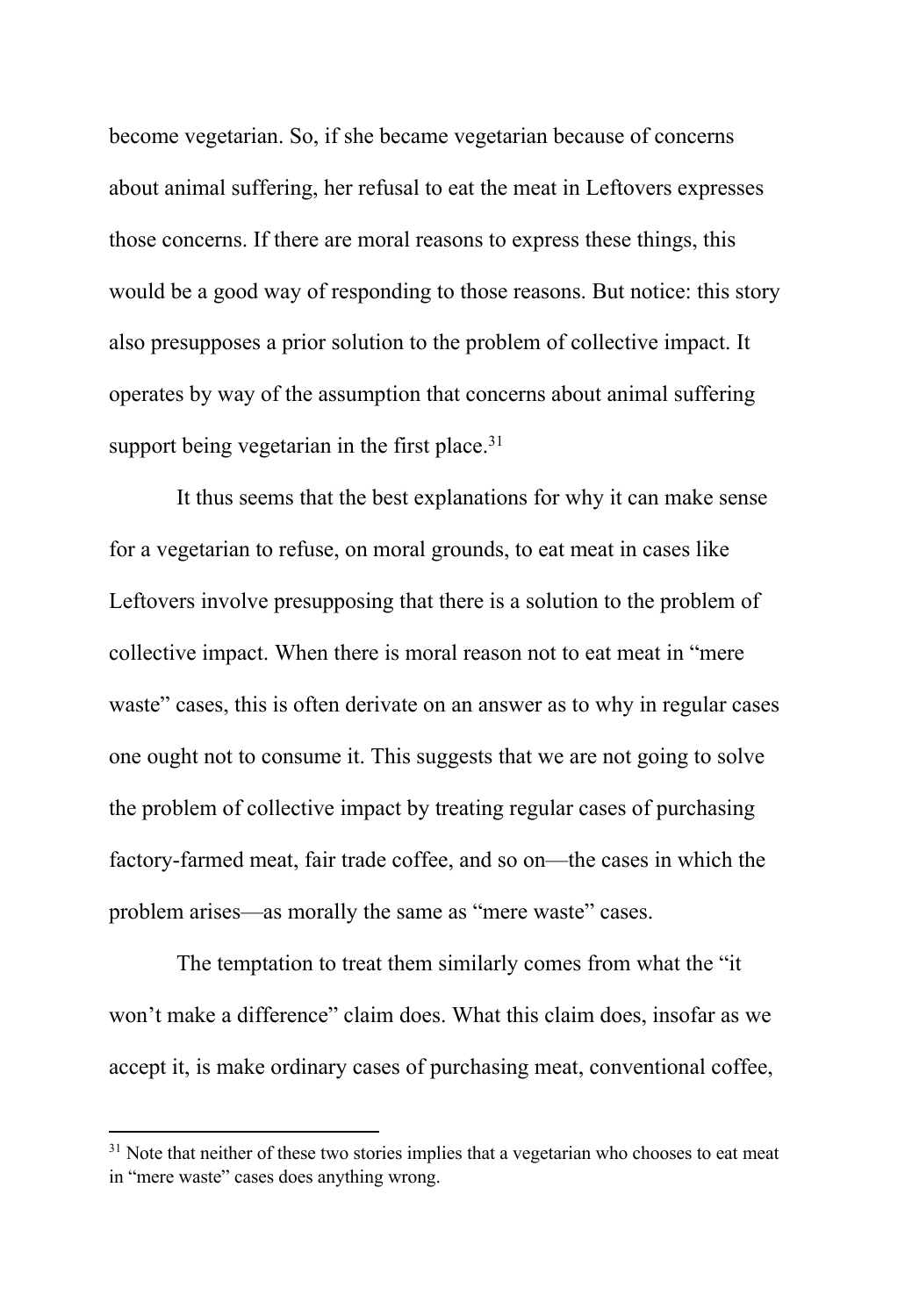become vegetarian. So, if she became vegetarian because of concerns about animal suffering, her refusal to eat the meat in Leftovers expresses those concerns. If there are moral reasons to express these things, this would be a good way of responding to those reasons. But notice: this story also presupposes a prior solution to the problem of collective impact. It operates by way of the assumption that concerns about animal suffering support being vegetarian in the first place.[31]

It thus seems that the best explanations for why it can make sense for a vegetarian to refuse, on moral grounds, to eat meat in cases like Leftovers involve presupposing that there is a solution to the problem of collective impact. When there is moral reason not to eat meat in "mere waste" cases, this is often derivate on an answer as to why in regular cases one ought not to consume it. This suggests that we are not going to solve the problem of collective impact by treating regular cases of purchasing factory-farmed meat, fair trade coffee, and so on—the cases in which the problem arises—as morally the same as "mere waste" cases.

The temptation to treat them similarly comes from what the "it won't make a difference" claim does. What this claim does, insofar as we accept it, is make ordinary cases of purchasing meat, conventional coffee,

[31] Note that neither of these two stories implies that a vegetarian who chooses to eat meat in "mere waste" cases does anything wrong.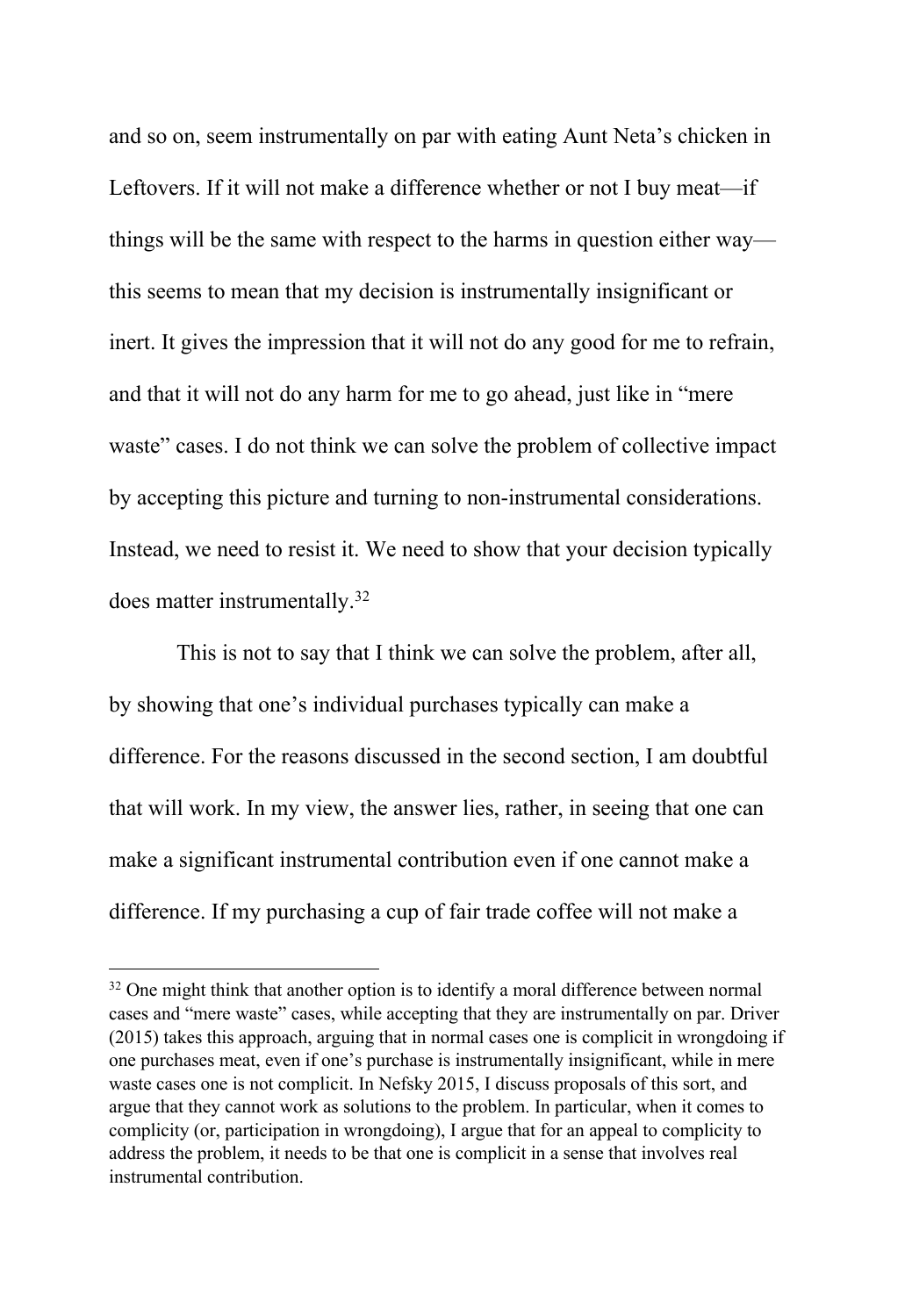and so on, seem instrumentally on par with eating Aunt Neta's chicken in Leftovers. If it will not make a difference whether or not I buy meat—if things will be the same with respect to the harms in question either way—this seems to mean that my decision is instrumentally insignificant or inert. It gives the impression that it will not do any good for me to refrain, and that it will not do any harm for me to go ahead, just like in "mere waste" cases. I do not think we can solve the problem of collective impact by accepting this picture and turning to non-instrumental considerations. Instead, we need to resist it. We need to show that your decision typically does matter instrumentally.[32]

This is not to say that I think we can solve the problem, after all, by showing that one's individual purchases typically can make a difference. For the reasons discussed in the second section, I am doubtful that will work. In my view, the answer lies, rather, in seeing that one can make a significant instrumental contribution even if one cannot make a difference. If my purchasing a cup of fair trade coffee will not make a

[32] One might think that another option is to identify a moral difference between normal cases and "mere waste" cases, while accepting that they are instrumentally on par. Driver (2015) takes this approach, arguing that in normal cases one is complicit in wrongdoing if one purchases meat, even if one's purchase is instrumentally insignificant, while in mere waste cases one is not complicit. In Nefsky 2015, I discuss proposals of this sort, and argue that they cannot work as solutions to the problem. In particular, when it comes to complicity (or, participation in wrongdoing), I argue that for an appeal to complicity to address the problem, it needs to be that one is complicit in a sense that involves real instrumental contribution.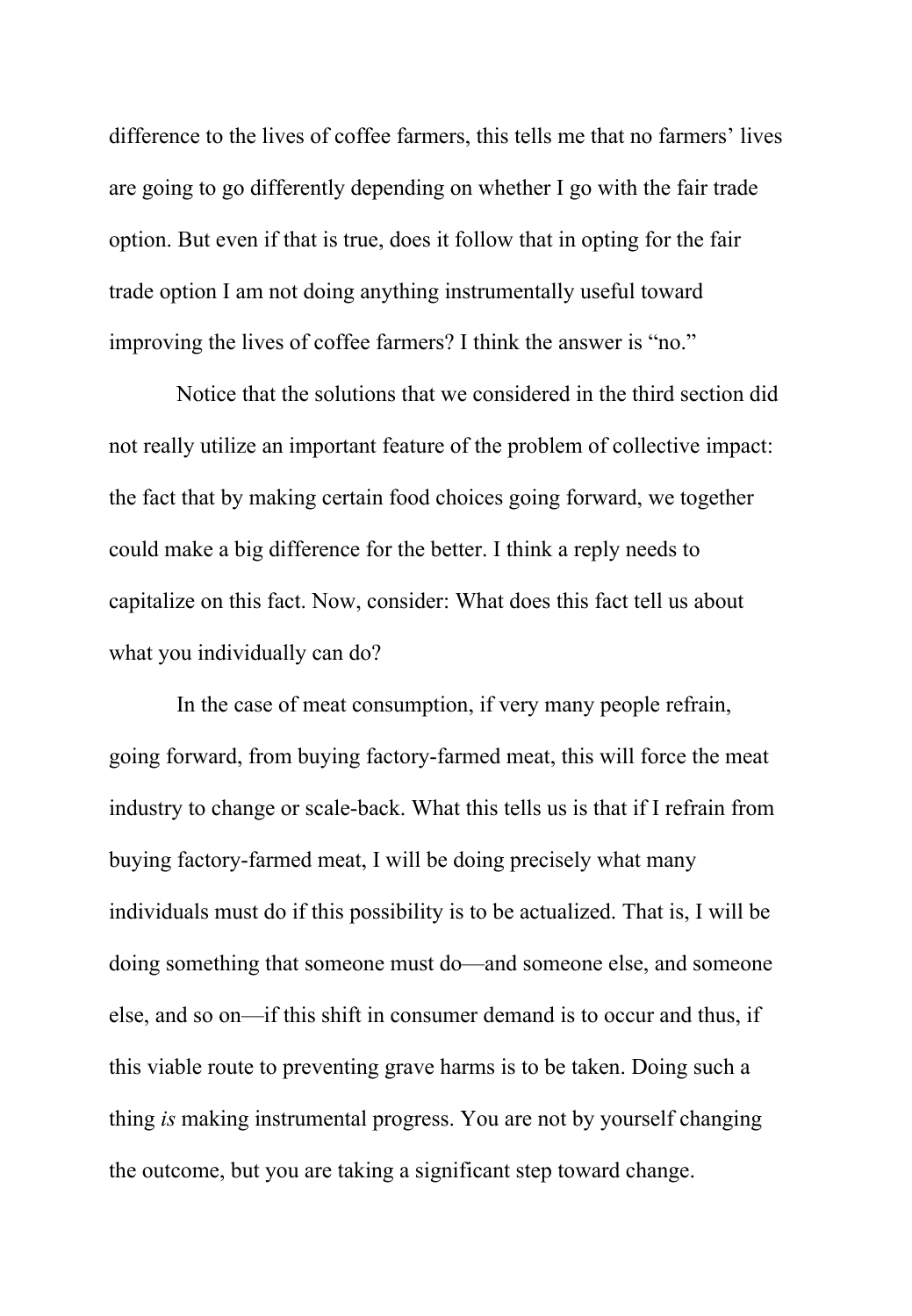difference to the lives of coffee farmers, this tells me that no farmers' lives are going to go differently depending on whether I go with the fair trade option. But even if that is true, does it follow that in opting for the fair trade option I am not doing anything instrumentally useful toward improving the lives of coffee farmers? I think the answer is "no."

Notice that the solutions that we considered in the third section did not really utilize an important feature of the problem of collective impact: the fact that by making certain food choices going forward, we together could make a big difference for the better. I think a reply needs to capitalize on this fact. Now, consider: What does this fact tell us about what you individually can do?

In the case of meat consumption, if very many people refrain, going forward, from buying factory-farmed meat, this will force the meat industry to change or scale-back. What this tells us is that if I refrain from buying factory-farmed meat, I will be doing precisely what many individuals must do if this possibility is to be actualized. That is, I will be doing something that someone must do—and someone else, and someone else, and so on—if this shift in consumer demand is to occur and thus, if this viable route to preventing grave harms is to be taken. Doing such a thing *is* making instrumental progress. You are not by yourself changing the outcome, but you are taking a significant step toward change.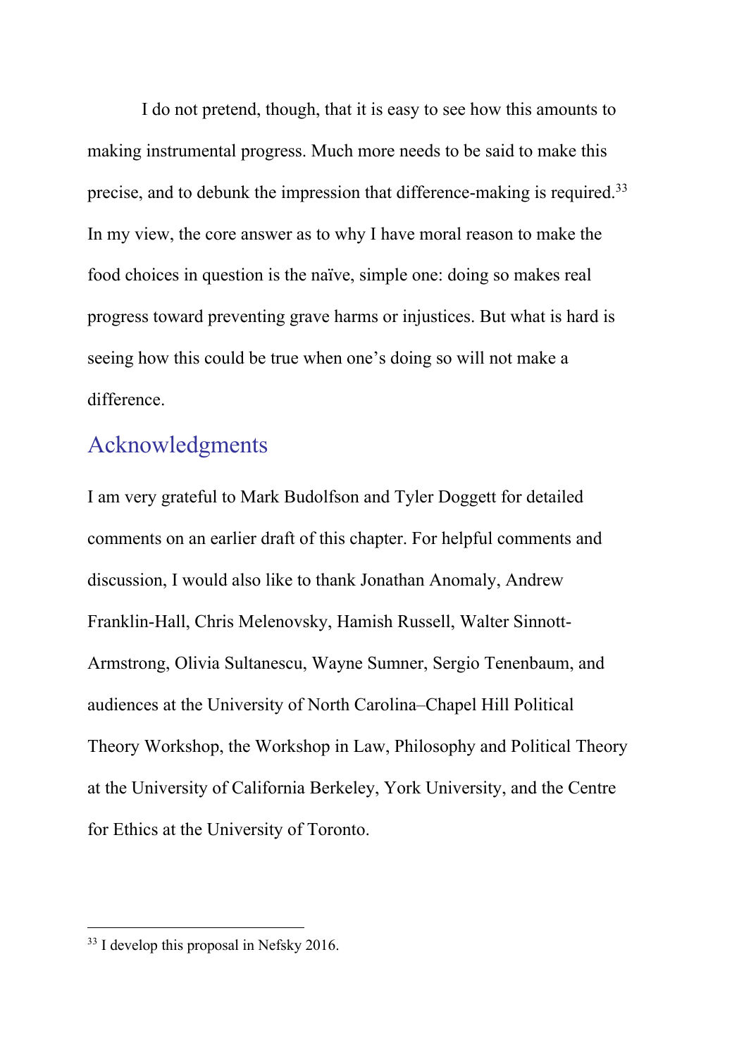I do not pretend, though, that it is easy to see how this amounts to making instrumental progress. Much more needs to be said to make this precise, and to debunk the impression that difference-making is required.[33] In my view, the core answer as to why I have moral reason to make the food choices in question is the naïve, simple one: doing so makes real progress toward preventing grave harms or injustices. But what is hard is seeing how this could be true when one's doing so will not make a difference.

## Acknowledgments

I am very grateful to Mark Budolfson and Tyler Doggett for detailed comments on an earlier draft of this chapter. For helpful comments and discussion, I would also like to thank Jonathan Anomaly, Andrew Franklin-Hall, Chris Melenovsky, Hamish Russell, Walter Sinnott-Armstrong, Olivia Sultanescu, Wayne Sumner, Sergio Tenenbaum, and audiences at the University of North Carolina–Chapel Hill Political Theory Workshop, the Workshop in Law, Philosophy and Political Theory at the University of California Berkeley, York University, and the Centre for Ethics at the University of Toronto.

---

[33] I develop this proposal in Nefsky 2016.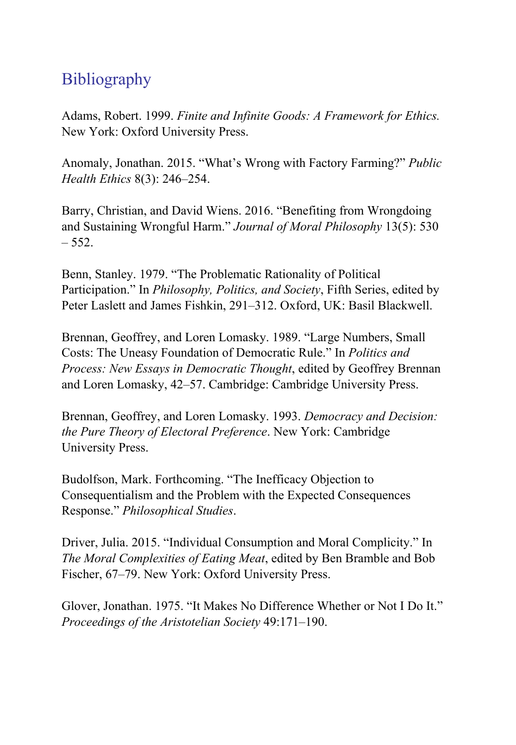# Bibliography

Adams, Robert. 1999. *Finite and Infinite Goods: A Framework for Ethics.* New York: Oxford University Press.

Anomaly, Jonathan. 2015. "What's Wrong with Factory Farming?" *Public Health Ethics* 8(3): 246–254.

Barry, Christian, and David Wiens. 2016. "Benefiting from Wrongdoing and Sustaining Wrongful Harm." *Journal of Moral Philosophy* 13(5): 530 – 552.

Benn, Stanley. 1979. "The Problematic Rationality of Political Participation." In *Philosophy, Politics, and Society*, Fifth Series, edited by Peter Laslett and James Fishkin, 291–312. Oxford, UK: Basil Blackwell.

Brennan, Geoffrey, and Loren Lomasky. 1989. "Large Numbers, Small Costs: The Uneasy Foundation of Democratic Rule." In *Politics and Process: New Essays in Democratic Thought*, edited by Geoffrey Brennan and Loren Lomasky, 42–57. Cambridge: Cambridge University Press.

Brennan, Geoffrey, and Loren Lomasky. 1993. *Democracy and Decision: the Pure Theory of Electoral Preference*. New York: Cambridge University Press.

Budolfson, Mark. Forthcoming. "The Inefficacy Objection to Consequentialism and the Problem with the Expected Consequences Response." *Philosophical Studies*.

Driver, Julia. 2015. "Individual Consumption and Moral Complicity." In *The Moral Complexities of Eating Meat*, edited by Ben Bramble and Bob Fischer, 67–79. New York: Oxford University Press.

Glover, Jonathan. 1975. "It Makes No Difference Whether or Not I Do It." *Proceedings of the Aristotelian Society* 49:171–190.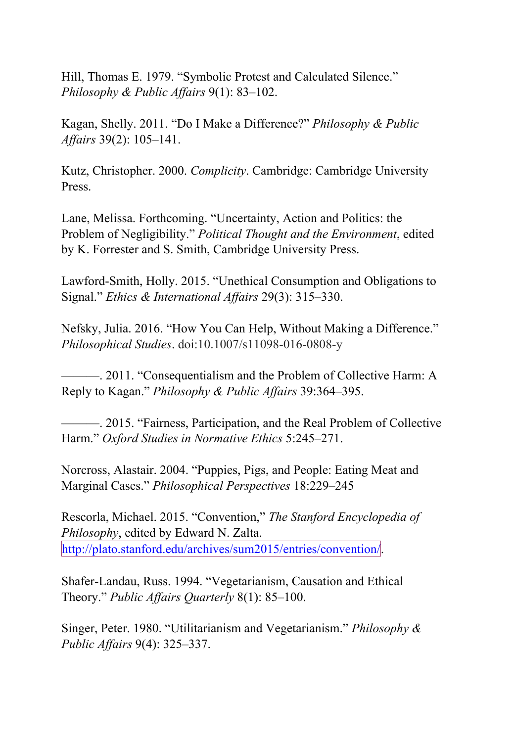Hill, Thomas E. 1979. "Symbolic Protest and Calculated Silence." *Philosophy & Public Affairs* 9(1): 83–102.

Kagan, Shelly. 2011. "Do I Make a Difference?" *Philosophy & Public Affairs* 39(2): 105–141.

Kutz, Christopher. 2000. *Complicity*. Cambridge: Cambridge University Press.

Lane, Melissa. Forthcoming. "Uncertainty, Action and Politics: the Problem of Negligibility." *Political Thought and the Environment*, edited by K. Forrester and S. Smith, Cambridge University Press.

Lawford-Smith, Holly. 2015. "Unethical Consumption and Obligations to Signal." *Ethics & International Affairs* 29(3): 315–330.

Nefsky, Julia. 2016. "How You Can Help, Without Making a Difference." *Philosophical Studies*. doi:10.1007/s11098-016-0808-y

———. 2011. "Consequentialism and the Problem of Collective Harm: A Reply to Kagan." *Philosophy & Public Affairs* 39:364–395.

———. 2015. "Fairness, Participation, and the Real Problem of Collective Harm." *Oxford Studies in Normative Ethics* 5:245–271.

Norcross, Alastair. 2004. "Puppies, Pigs, and People: Eating Meat and Marginal Cases." *Philosophical Perspectives* 18:229–245

Rescorla, Michael. 2015. "Convention," *The Stanford Encyclopedia of Philosophy*, edited by Edward N. Zalta. http://plato.stanford.edu/archives/sum2015/entries/convention/.

Shafer-Landau, Russ. 1994. "Vegetarianism, Causation and Ethical Theory." *Public Affairs Quarterly* 8(1): 85–100.

Singer, Peter. 1980. "Utilitarianism and Vegetarianism." *Philosophy & Public Affairs* 9(4): 325–337.